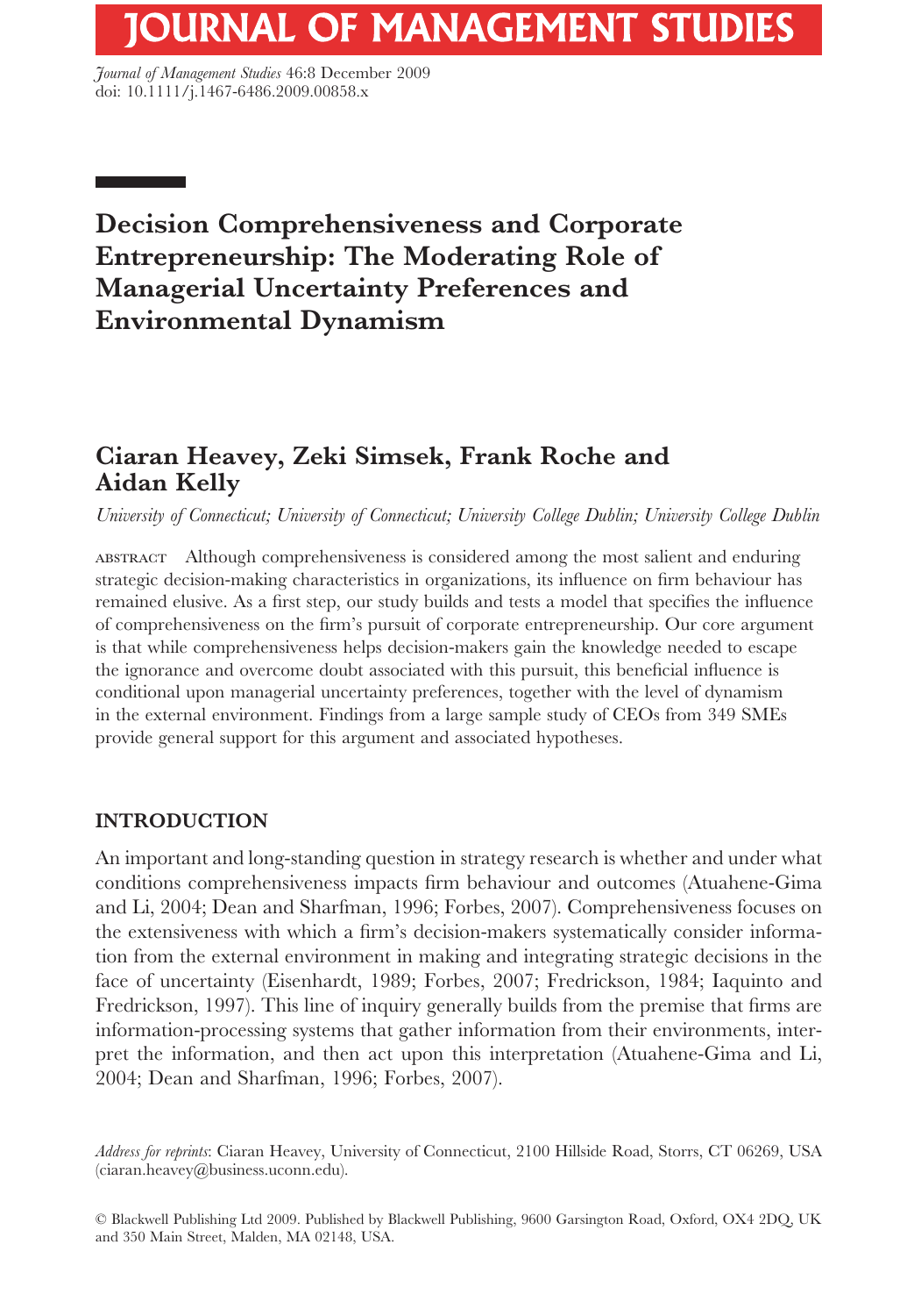# Decision Comprehensiveness and Corporate Entrepreneurship: The Moderating Role of Managerial Uncertainty Preferences and Environmental Dynamism

## Ciaran Heavey, Zeki Simsek, Frank Roche and Aidan Kelly

*University of Connecticut; University of Connecticut; University College Dublin; University College Dublin*

ABSTRACT Although comprehensiveness is considered among the most salient and enduring strategic decision-making characteristics in organizations, its influence on firm behaviour has remained elusive. As a first step, our study builds and tests a model that specifies the influence of comprehensiveness on the firm's pursuit of corporate entrepreneurship. Our core argument is that while comprehensiveness helps decision-makers gain the knowledge needed to escape the ignorance and overcome doubt associated with this pursuit, this beneficial influence is conditional upon managerial uncertainty preferences, together with the level of dynamism in the external environment. Findings from a large sample study of CEOs from 349 SMEs provide general support for this argument and associated hypotheses.

## INTRODUCTION

An important and long-standing question in strategy research is whether and under what conditions comprehensiveness impacts firm behaviour and outcomes (Atuahene-Gima and Li, 2004; Dean and Sharfman, 1996; Forbes, 2007). Comprehensiveness focuses on the extensiveness with which a firm's decision-makers systematically consider information from the external environment in making and integrating strategic decisions in the face of uncertainty (Eisenhardt, 1989; Forbes, 2007; Fredrickson, 1984; Iaquinto and Fredrickson, 1997). This line of inquiry generally builds from the premise that firms are information-processing systems that gather information from their environments, interpret the information, and then act upon this interpretation (Atuahene-Gima and Li, 2004; Dean and Sharfman, 1996; Forbes, 2007).

*Address for reprints*: Ciaran Heavey, University of Connecticut, 2100 Hillside Road, Storrs, CT 06269, USA (ciaran.heavey@business.uconn.edu).

© Blackwell Publishing Ltd 2009. Published by Blackwell Publishing, 9600 Garsington Road, Oxford, OX4 2DQ, UK and 350 Main Street, Malden, MA 02148, USA.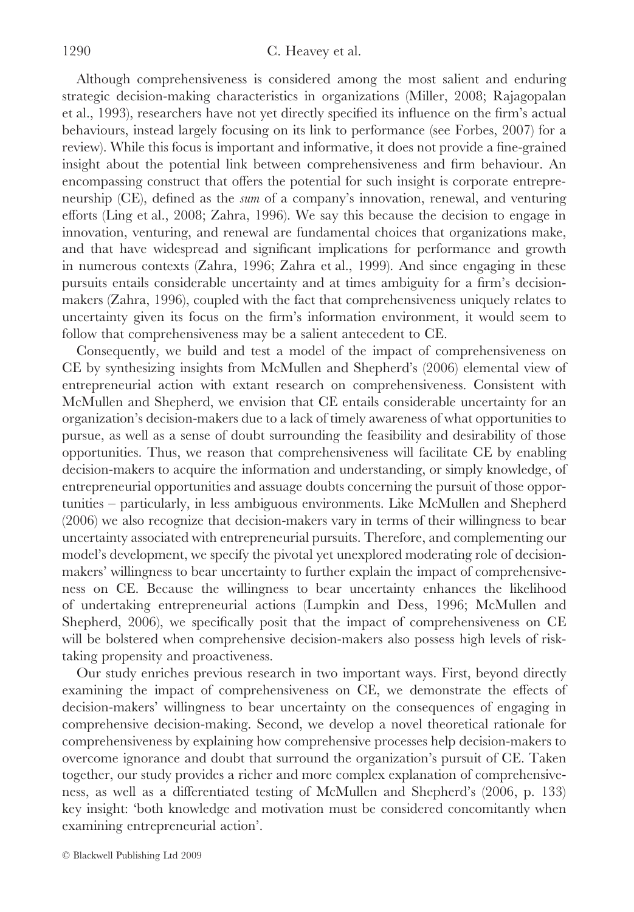Although comprehensiveness is considered among the most salient and enduring strategic decision-making characteristics in organizations (Miller, 2008; Rajagopalan et al., 1993), researchers have not yet directly specified its influence on the firm's actual behaviours, instead largely focusing on its link to performance (see Forbes, 2007) for a review). While this focus is important and informative, it does not provide a fine-grained insight about the potential link between comprehensiveness and firm behaviour. An encompassing construct that offers the potential for such insight is corporate entrepreneurship (CE), defined as the *sum* of a company's innovation, renewal, and venturing efforts (Ling et al., 2008; Zahra, 1996). We say this because the decision to engage in innovation, venturing, and renewal are fundamental choices that organizations make, and that have widespread and significant implications for performance and growth in numerous contexts (Zahra, 1996; Zahra et al., 1999). And since engaging in these pursuits entails considerable uncertainty and at times ambiguity for a firm's decision-makers (Zahra, 1996), coupled with the fact that comprehensiveness uniquely relates to uncertainty given its focus on the firm's information environment, it would seem to follow that comprehensiveness may be a salient antecedent to CE.

Consequently, we build and test a model of the impact of comprehensiveness on CE by synthesizing insights from McMullen and Shepherd's (2006) elemental view of entrepreneurial action with extant research on comprehensiveness. Consistent with McMullen and Shepherd, we envision that CE entails considerable uncertainty for an organization's decision-makers due to a lack of timely awareness of what opportunities to pursue, as well as a sense of doubt surrounding the feasibility and desirability of those opportunities. Thus, we reason that comprehensiveness will facilitate CE by enabling decision-makers to acquire the information and understanding, or simply knowledge, of entrepreneurial opportunities and assuage doubts concerning the pursuit of those opportunities – particularly, in less ambiguous environments. Like McMullen and Shepherd (2006) we also recognize that decision-makers vary in terms of their willingness to bear uncertainty associated with entrepreneurial pursuits. Therefore, and complementing our model's development, we specify the pivotal yet unexplored moderating role of decision-makers' willingness to bear uncertainty to further explain the impact of comprehensiveness on CE. Because the willingness to bear uncertainty enhances the likelihood of undertaking entrepreneurial actions (Lumpkin and Dess, 1996; McMullen and Shepherd, 2006), we specifically posit that the impact of comprehensiveness on CE will be bolstered when comprehensive decision-makers also possess high levels of risk-taking propensity and proactiveness.

Our study enriches previous research in two important ways. First, beyond directly examining the impact of comprehensiveness on CE, we demonstrate the effects of decision-makers' willingness to bear uncertainty on the consequences of engaging in comprehensive decision-making. Second, we develop a novel theoretical rationale for comprehensiveness by explaining how comprehensive processes help decision-makers to overcome ignorance and doubt that surround the organization's pursuit of CE. Taken together, our study provides a richer and more complex explanation of comprehensiveness, as well as a differentiated testing of McMullen and Shepherd's (2006, p. 133) key insight: 'both knowledge and motivation must be considered concomitantly when examining entrepreneurial action'.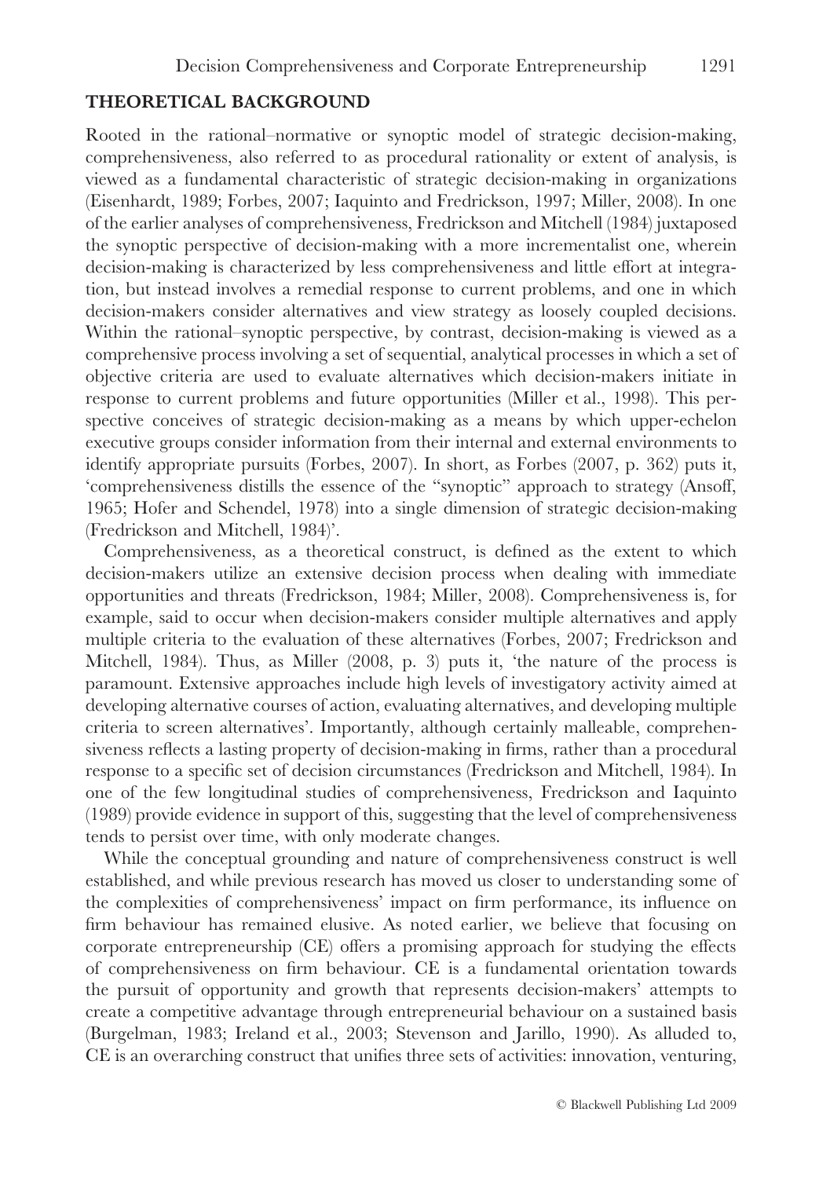## THEORETICAL BACKGROUND

Rooted in the rational–normative or synoptic model of strategic decision-making, comprehensiveness, also referred to as procedural rationality or extent of analysis, is viewed as a fundamental characteristic of strategic decision-making in organizations (Eisenhardt, 1989; Forbes, 2007; Iaquinto and Fredrickson, 1997; Miller, 2008). In one of the earlier analyses of comprehensiveness, Fredrickson and Mitchell (1984) juxtaposed the synoptic perspective of decision-making with a more incrementalist one, wherein decision-making is characterized by less comprehensiveness and little effort at integration, but instead involves a remedial response to current problems, and one in which decision-makers consider alternatives and view strategy as loosely coupled decisions. Within the rational–synoptic perspective, by contrast, decision-making is viewed as a comprehensive process involving a set of sequential, analytical processes in which a set of objective criteria are used to evaluate alternatives which decision-makers initiate in response to current problems and future opportunities (Miller et al., 1998). This perspective conceives of strategic decision-making as a means by which upper-echelon executive groups consider information from their internal and external environments to identify appropriate pursuits (Forbes, 2007). In short, as Forbes (2007, p. 362) puts it, 'comprehensiveness distills the essence of the "synoptic" approach to strategy (Ansoff, 1965; Hofer and Schendel, 1978) into a single dimension of strategic decision-making (Fredrickson and Mitchell, 1984)'.

Comprehensiveness, as a theoretical construct, is defined as the extent to which decision-makers utilize an extensive decision process when dealing with immediate opportunities and threats (Fredrickson, 1984; Miller, 2008). Comprehensiveness is, for example, said to occur when decision-makers consider multiple alternatives and apply multiple criteria to the evaluation of these alternatives (Forbes, 2007; Fredrickson and Mitchell, 1984). Thus, as Miller (2008, p. 3) puts it, 'the nature of the process is paramount. Extensive approaches include high levels of investigatory activity aimed at developing alternative courses of action, evaluating alternatives, and developing multiple criteria to screen alternatives'. Importantly, although certainly malleable, comprehensiveness reflects a lasting property of decision-making in firms, rather than a procedural response to a specific set of decision circumstances (Fredrickson and Mitchell, 1984). In one of the few longitudinal studies of comprehensiveness, Fredrickson and Iaquinto (1989) provide evidence in support of this, suggesting that the level of comprehensiveness tends to persist over time, with only moderate changes.

While the conceptual grounding and nature of comprehensiveness construct is well established, and while previous research has moved us closer to understanding some of the complexities of comprehensiveness' impact on firm performance, its influence on firm behaviour has remained elusive. As noted earlier, we believe that focusing on corporate entrepreneurship (CE) offers a promising approach for studying the effects of comprehensiveness on firm behaviour. CE is a fundamental orientation towards the pursuit of opportunity and growth that represents decision-makers' attempts to create a competitive advantage through entrepreneurial behaviour on a sustained basis (Burgelman, 1983; Ireland et al., 2003; Stevenson and Jarillo, 1990). As alluded to, CE is an overarching construct that unifies three sets of activities: innovation, venturing,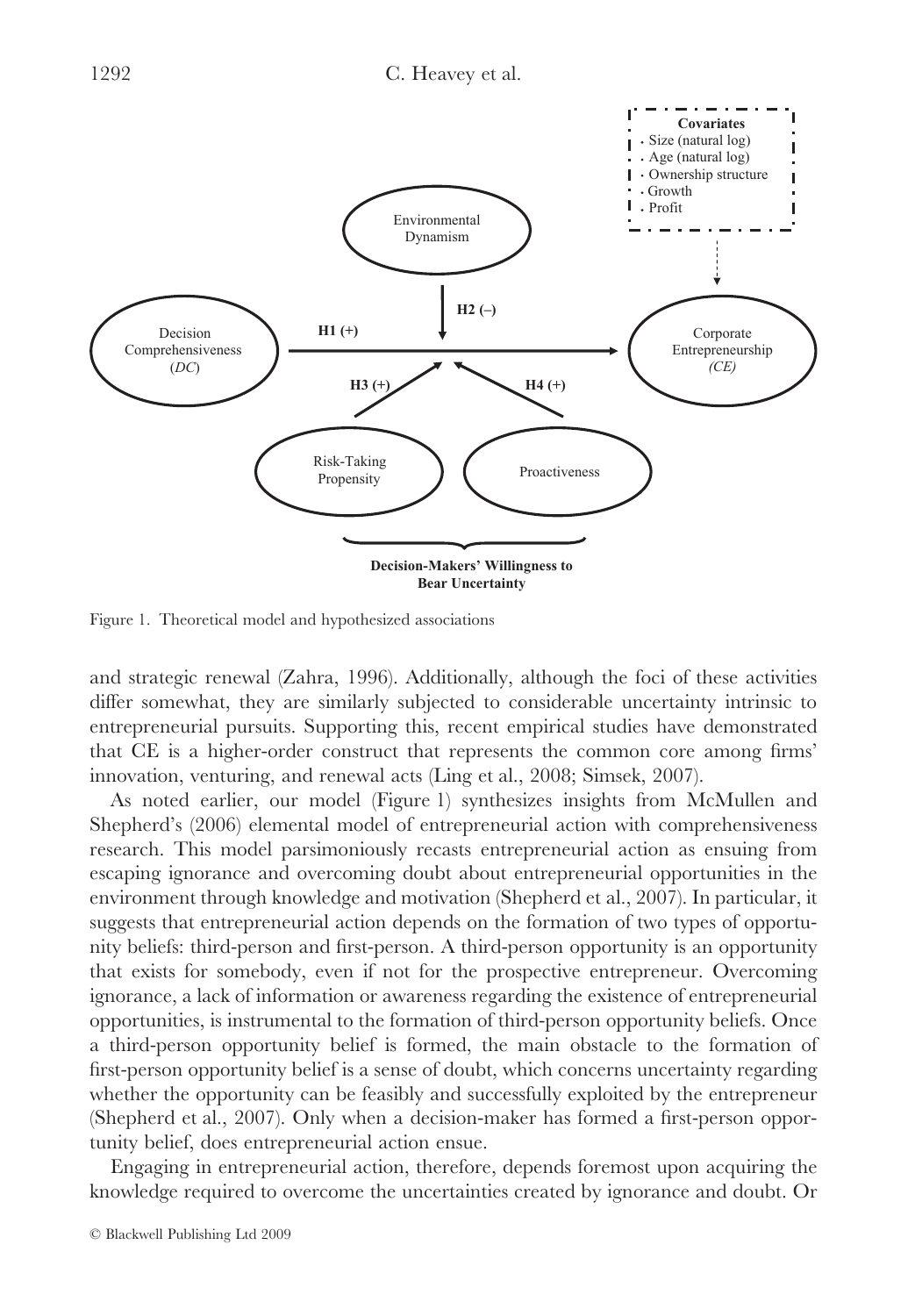Figure 1. Theoretical model and hypothesized associations

and strategic renewal (Zahra, 1996). Additionally, although the foci of these activities differ somewhat, they are similarly subjected to considerable uncertainty intrinsic to entrepreneurial pursuits. Supporting this, recent empirical studies have demonstrated that CE is a higher-order construct that represents the common core among firms' innovation, venturing, and renewal acts (Ling et al., 2008; Simsek, 2007).

As noted earlier, our model (Figure 1) synthesizes insights from McMullen and Shepherd's (2006) elemental model of entrepreneurial action with comprehensiveness research. This model parsimoniously recasts entrepreneurial action as ensuing from escaping ignorance and overcoming doubt about entrepreneurial opportunities in the environment through knowledge and motivation (Shepherd et al., 2007). In particular, it suggests that entrepreneurial action depends on the formation of two types of opportunity beliefs: third-person and first-person. A third-person opportunity is an opportunity that exists for somebody, even if not for the prospective entrepreneur. Overcoming ignorance, a lack of information or awareness regarding the existence of entrepreneurial opportunities, is instrumental to the formation of third-person opportunity beliefs. Once a third-person opportunity belief is formed, the main obstacle to the formation of first-person opportunity belief is a sense of doubt, which concerns uncertainty regarding whether the opportunity can be feasibly and successfully exploited by the entrepreneur (Shepherd et al., 2007). Only when a decision-maker has formed a first-person opportunity belief, does entrepreneurial action ensue.

Engaging in entrepreneurial action, therefore, depends foremost upon acquiring the knowledge required to overcome the uncertainties created by ignorance and doubt. Or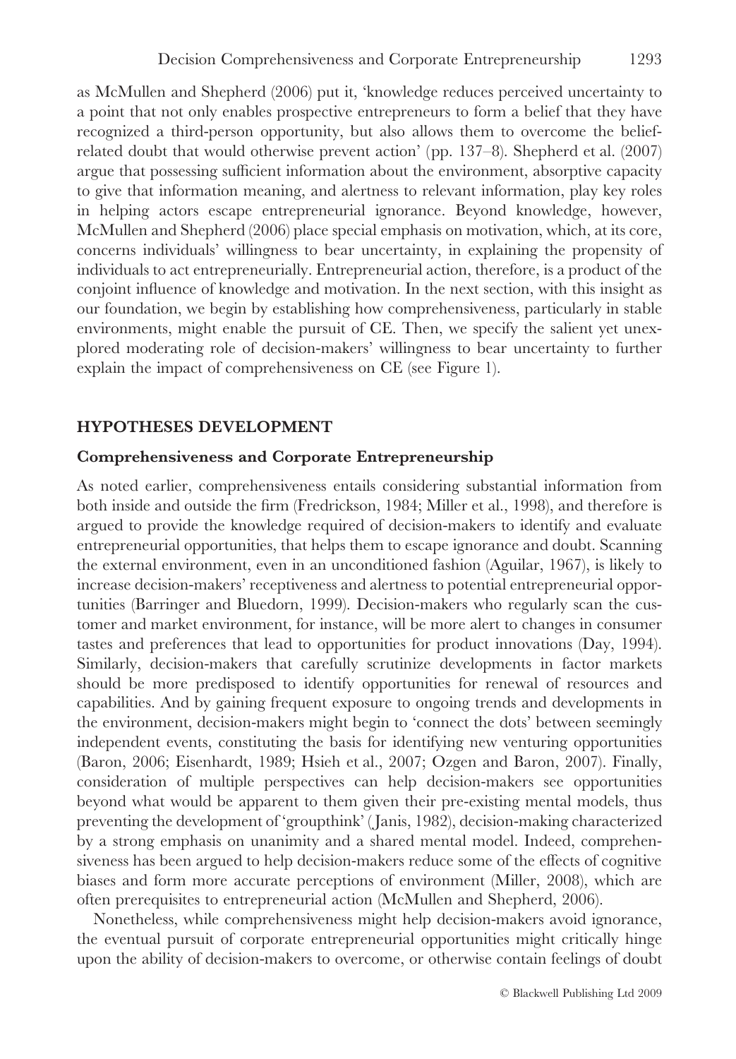as McMullen and Shepherd (2006) put it, 'knowledge reduces perceived uncertainty to a point that not only enables prospective entrepreneurs to form a belief that they have recognized a third-person opportunity, but also allows them to overcome the belief-related doubt that would otherwise prevent action' (pp. 137–8). Shepherd et al. (2007) argue that possessing sufficient information about the environment, absorptive capacity to give that information meaning, and alertness to relevant information, play key roles in helping actors escape entrepreneurial ignorance. Beyond knowledge, however, McMullen and Shepherd (2006) place special emphasis on motivation, which, at its core, concerns individuals' willingness to bear uncertainty, in explaining the propensity of individuals to act entrepreneurially. Entrepreneurial action, therefore, is a product of the conjoint influence of knowledge and motivation. In the next section, with this insight as our foundation, we begin by establishing how comprehensiveness, particularly in stable environments, might enable the pursuit of CE. Then, we specify the salient yet unexplored moderating role of decision-makers' willingness to bear uncertainty to further explain the impact of comprehensiveness on CE (see Figure 1).

## HYPOTHESES DEVELOPMENT

### Comprehensiveness and Corporate Entrepreneurship

As noted earlier, comprehensiveness entails considering substantial information from both inside and outside the firm (Fredrickson, 1984; Miller et al., 1998), and therefore is argued to provide the knowledge required of decision-makers to identify and evaluate entrepreneurial opportunities, that helps them to escape ignorance and doubt. Scanning the external environment, even in an unconditioned fashion (Aguilar, 1967), is likely to increase decision-makers' receptiveness and alertness to potential entrepreneurial opportunities (Barringer and Bluedorn, 1999). Decision-makers who regularly scan the customer and market environment, for instance, will be more alert to changes in consumer tastes and preferences that lead to opportunities for product innovations (Day, 1994). Similarly, decision-makers that carefully scrutinize developments in factor markets should be more predisposed to identify opportunities for renewal of resources and capabilities. And by gaining frequent exposure to ongoing trends and developments in the environment, decision-makers might begin to 'connect the dots' between seemingly independent events, constituting the basis for identifying new venturing opportunities (Baron, 2006; Eisenhardt, 1989; Hsieh et al., 2007; Ozgen and Baron, 2007). Finally, consideration of multiple perspectives can help decision-makers see opportunities beyond what would be apparent to them given their pre-existing mental models, thus preventing the development of 'groupthink' (Janis, 1982), decision-making characterized by a strong emphasis on unanimity and a shared mental model. Indeed, comprehensiveness has been argued to help decision-makers reduce some of the effects of cognitive biases and form more accurate perceptions of environment (Miller, 2008), which are often prerequisites to entrepreneurial action (McMullen and Shepherd, 2006).

Nonetheless, while comprehensiveness might help decision-makers avoid ignorance, the eventual pursuit of corporate entrepreneurial opportunities might critically hinge upon the ability of decision-makers to overcome, or otherwise contain feelings of doubt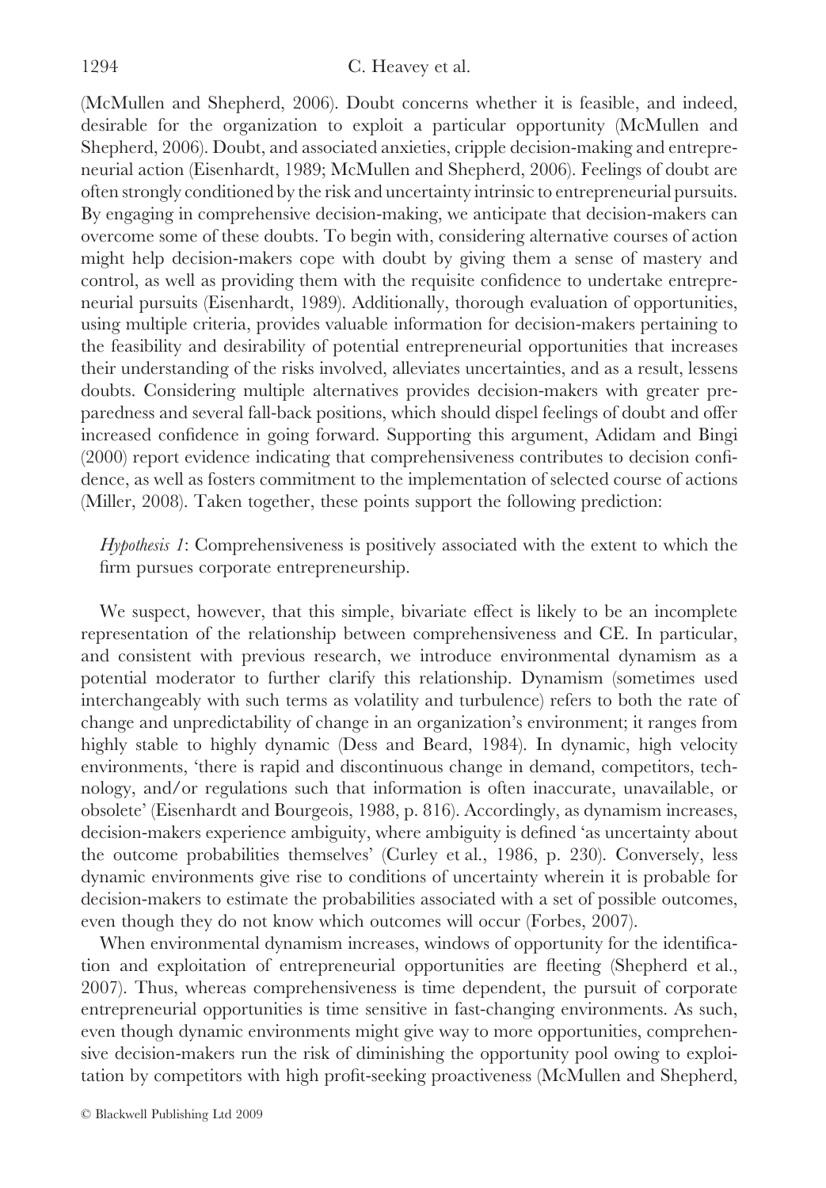(McMullen and Shepherd, 2006). Doubt concerns whether it is feasible, and indeed, desirable for the organization to exploit a particular opportunity (McMullen and Shepherd, 2006). Doubt, and associated anxieties, cripple decision-making and entrepreneurial action (Eisenhardt, 1989; McMullen and Shepherd, 2006). Feelings of doubt are often strongly conditioned by the risk and uncertainty intrinsic to entrepreneurial pursuits. By engaging in comprehensive decision-making, we anticipate that decision-makers can overcome some of these doubts. To begin with, considering alternative courses of action might help decision-makers cope with doubt by giving them a sense of mastery and control, as well as providing them with the requisite confidence to undertake entrepreneurial pursuits (Eisenhardt, 1989). Additionally, thorough evaluation of opportunities, using multiple criteria, provides valuable information for decision-makers pertaining to the feasibility and desirability of potential entrepreneurial opportunities that increases their understanding of the risks involved, alleviates uncertainties, and as a result, lessens doubts. Considering multiple alternatives provides decision-makers with greater preparedness and several fall-back positions, which should dispel feelings of doubt and offer increased confidence in going forward. Supporting this argument, Adidam and Bingi (2000) report evidence indicating that comprehensiveness contributes to decision confidence, as well as fosters commitment to the implementation of selected course of actions (Miller, 2008). Taken together, these points support the following prediction:

> *Hypothesis 1*: Comprehensiveness is positively associated with the extent to which the firm pursues corporate entrepreneurship.

We suspect, however, that this simple, bivariate effect is likely to be an incomplete representation of the relationship between comprehensiveness and CE. In particular, and consistent with previous research, we introduce environmental dynamism as a potential moderator to further clarify this relationship. Dynamism (sometimes used interchangeably with such terms as volatility and turbulence) refers to both the rate of change and unpredictability of change in an organization's environment; it ranges from highly stable to highly dynamic (Dess and Beard, 1984). In dynamic, high velocity environments, 'there is rapid and discontinuous change in demand, competitors, technology, and/or regulations such that information is often inaccurate, unavailable, or obsolete' (Eisenhardt and Bourgeois, 1988, p. 816). Accordingly, as dynamism increases, decision-makers experience ambiguity, where ambiguity is defined 'as uncertainty about the outcome probabilities themselves' (Curley et al., 1986, p. 230). Conversely, less dynamic environments give rise to conditions of uncertainty wherein it is probable for decision-makers to estimate the probabilities associated with a set of possible outcomes, even though they do not know which outcomes will occur (Forbes, 2007).

When environmental dynamism increases, windows of opportunity for the identification and exploitation of entrepreneurial opportunities are fleeting (Shepherd et al., 2007). Thus, whereas comprehensiveness is time dependent, the pursuit of corporate entrepreneurial opportunities is time sensitive in fast-changing environments. As such, even though dynamic environments might give way to more opportunities, comprehensive decision-makers run the risk of diminishing the opportunity pool owing to exploitation by competitors with high profit-seeking proactiveness (McMullen and Shepherd,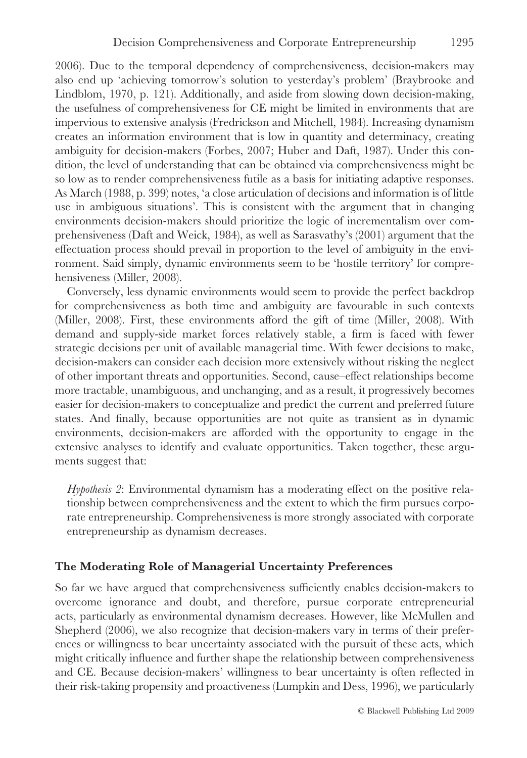2006). Due to the temporal dependency of comprehensiveness, decision-makers may also end up 'achieving tomorrow's solution to yesterday's problem' (Braybrooke and Lindblom, 1970, p. 121). Additionally, and aside from slowing down decision-making, the usefulness of comprehensiveness for CE might be limited in environments that are impervious to extensive analysis (Fredrickson and Mitchell, 1984). Increasing dynamism creates an information environment that is low in quantity and determinacy, creating ambiguity for decision-makers (Forbes, 2007; Huber and Daft, 1987). Under this condition, the level of understanding that can be obtained via comprehensiveness might be so low as to render comprehensiveness futile as a basis for initiating adaptive responses. As March (1988, p. 399) notes, 'a close articulation of decisions and information is of little use in ambiguous situations'. This is consistent with the argument that in changing environments decision-makers should prioritize the logic of incrementalism over comprehensiveness (Daft and Weick, 1984), as well as Sarasvathy's (2001) argument that the effectuation process should prevail in proportion to the level of ambiguity in the environment. Said simply, dynamic environments seem to be 'hostile territory' for comprehensiveness (Miller, 2008).

Conversely, less dynamic environments would seem to provide the perfect backdrop for comprehensiveness as both time and ambiguity are favourable in such contexts (Miller, 2008). First, these environments afford the gift of time (Miller, 2008). With demand and supply-side market forces relatively stable, a firm is faced with fewer strategic decisions per unit of available managerial time. With fewer decisions to make, decision-makers can consider each decision more extensively without risking the neglect of other important threats and opportunities. Second, cause–effect relationships become more tractable, unambiguous, and unchanging, and as a result, it progressively becomes easier for decision-makers to conceptualize and predict the current and preferred future states. And finally, because opportunities are not quite as transient as in dynamic environments, decision-makers are afforded with the opportunity to engage in the extensive analyses to identify and evaluate opportunities. Taken together, these arguments suggest that:

*Hypothesis 2*: Environmental dynamism has a moderating effect on the positive relationship between comprehensiveness and the extent to which the firm pursues corporate entrepreneurship. Comprehensiveness is more strongly associated with corporate entrepreneurship as dynamism decreases.

### The Moderating Role of Managerial Uncertainty Preferences

So far we have argued that comprehensiveness sufficiently enables decision-makers to overcome ignorance and doubt, and therefore, pursue corporate entrepreneurial acts, particularly as environmental dynamism decreases. However, like McMullen and Shepherd (2006), we also recognize that decision-makers vary in terms of their preferences or willingness to bear uncertainty associated with the pursuit of these acts, which might critically influence and further shape the relationship between comprehensiveness and CE. Because decision-makers' willingness to bear uncertainty is often reflected in their risk-taking propensity and proactiveness (Lumpkin and Dess, 1996), we particularly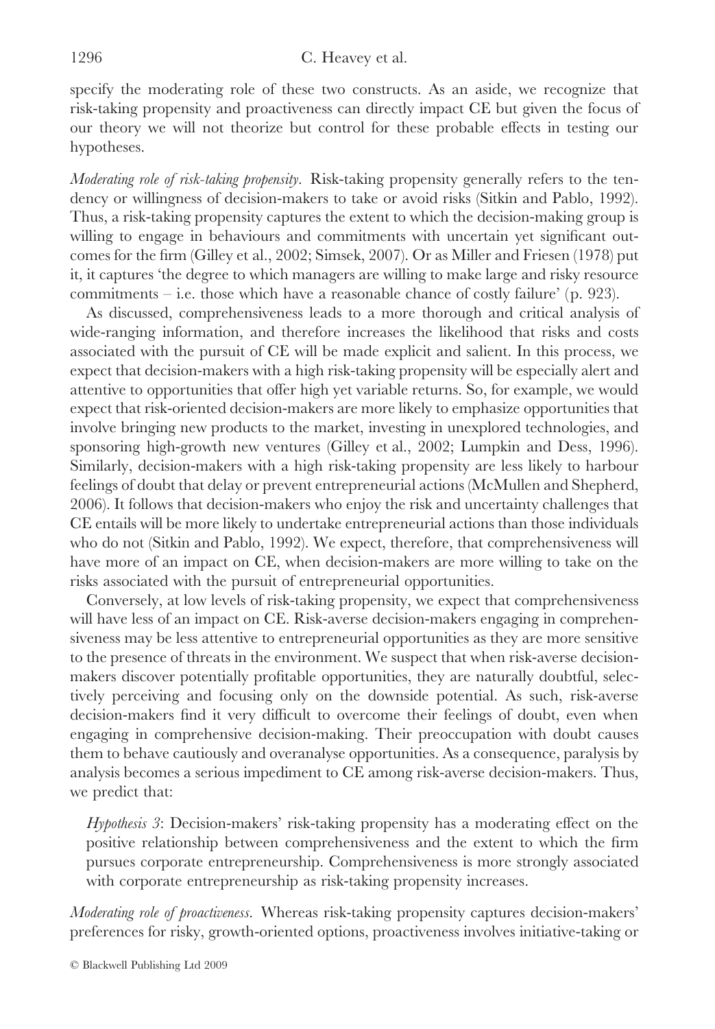specify the moderating role of these two constructs. As an aside, we recognize that risk-taking propensity and proactiveness can directly impact CE but given the focus of our theory we will not theorize but control for these probable effects in testing our hypotheses.

*Moderating role of risk-taking propensity*. Risk-taking propensity generally refers to the tendency or willingness of decision-makers to take or avoid risks (Sitkin and Pablo, 1992). Thus, a risk-taking propensity captures the extent to which the decision-making group is willing to engage in behaviours and commitments with uncertain yet significant outcomes for the firm (Gilley et al., 2002; Simsek, 2007). Or as Miller and Friesen (1978) put it, it captures 'the degree to which managers are willing to make large and risky resource commitments – i.e. those which have a reasonable chance of costly failure' (p. 923).

As discussed, comprehensiveness leads to a more thorough and critical analysis of wide-ranging information, and therefore increases the likelihood that risks and costs associated with the pursuit of CE will be made explicit and salient. In this process, we expect that decision-makers with a high risk-taking propensity will be especially alert and attentive to opportunities that offer high yet variable returns. So, for example, we would expect that risk-oriented decision-makers are more likely to emphasize opportunities that involve bringing new products to the market, investing in unexplored technologies, and sponsoring high-growth new ventures (Gilley et al., 2002; Lumpkin and Dess, 1996). Similarly, decision-makers with a high risk-taking propensity are less likely to harbour feelings of doubt that delay or prevent entrepreneurial actions (McMullen and Shepherd, 2006). It follows that decision-makers who enjoy the risk and uncertainty challenges that CE entails will be more likely to undertake entrepreneurial actions than those individuals who do not (Sitkin and Pablo, 1992). We expect, therefore, that comprehensiveness will have more of an impact on CE, when decision-makers are more willing to take on the risks associated with the pursuit of entrepreneurial opportunities.

Conversely, at low levels of risk-taking propensity, we expect that comprehensiveness will have less of an impact on CE. Risk-averse decision-makers engaging in comprehensiveness may be less attentive to entrepreneurial opportunities as they are more sensitive to the presence of threats in the environment. We suspect that when risk-averse decision-makers discover potentially profitable opportunities, they are naturally doubtful, selectively perceiving and focusing only on the downside potential. As such, risk-averse decision-makers find it very difficult to overcome their feelings of doubt, even when engaging in comprehensive decision-making. Their preoccupation with doubt causes them to behave cautiously and overanalyse opportunities. As a consequence, paralysis by analysis becomes a serious impediment to CE among risk-averse decision-makers. Thus, we predict that:

> *Hypothesis 3*: Decision-makers' risk-taking propensity has a moderating effect on the positive relationship between comprehensiveness and the extent to which the firm pursues corporate entrepreneurship. Comprehensiveness is more strongly associated with corporate entrepreneurship as risk-taking propensity increases.

*Moderating role of proactiveness*. Whereas risk-taking propensity captures decision-makers' preferences for risky, growth-oriented options, proactiveness involves initiative-taking or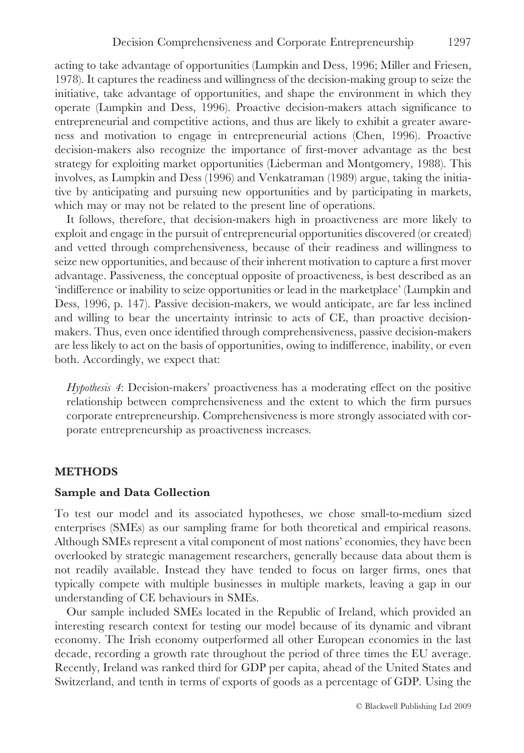acting to take advantage of opportunities (Lumpkin and Dess, 1996; Miller and Friesen, 1978). It captures the readiness and willingness of the decision-making group to seize the initiative, take advantage of opportunities, and shape the environment in which they operate (Lumpkin and Dess, 1996). Proactive decision-makers attach significance to entrepreneurial and competitive actions, and thus are likely to exhibit a greater awareness and motivation to engage in entrepreneurial actions (Chen, 1996). Proactive decision-makers also recognize the importance of first-mover advantage as the best strategy for exploiting market opportunities (Lieberman and Montgomery, 1988). This involves, as Lumpkin and Dess (1996) and Venkatraman (1989) argue, taking the initiative by anticipating and pursuing new opportunities and by participating in markets, which may or may not be related to the present line of operations.

It follows, therefore, that decision-makers high in proactiveness are more likely to exploit and engage in the pursuit of entrepreneurial opportunities discovered (or created) and vetted through comprehensiveness, because of their readiness and willingness to seize new opportunities, and because of their inherent motivation to capture a first mover advantage. Passiveness, the conceptual opposite of proactiveness, is best described as an 'indifference or inability to seize opportunities or lead in the marketplace' (Lumpkin and Dess, 1996, p. 147). Passive decision-makers, we would anticipate, are far less inclined and willing to bear the uncertainty intrinsic to acts of CE, than proactive decision-makers. Thus, even once identified through comprehensiveness, passive decision-makers are less likely to act on the basis of opportunities, owing to indifference, inability, or even both. Accordingly, we expect that:

> *Hypothesis 4*: Decision-makers' proactiveness has a moderating effect on the positive relationship between comprehensiveness and the extent to which the firm pursues corporate entrepreneurship. Comprehensiveness is more strongly associated with corporate entrepreneurship as proactiveness increases.

## METHODS

### Sample and Data Collection

To test our model and its associated hypotheses, we chose small-to-medium sized enterprises (SMEs) as our sampling frame for both theoretical and empirical reasons. Although SMEs represent a vital component of most nations' economies, they have been overlooked by strategic management researchers, generally because data about them is not readily available. Instead they have tended to focus on larger firms, ones that typically compete with multiple businesses in multiple markets, leaving a gap in our understanding of CE behaviours in SMEs.

Our sample included SMEs located in the Republic of Ireland, which provided an interesting research context for testing our model because of its dynamic and vibrant economy. The Irish economy outperformed all other European economies in the last decade, recording a growth rate throughout the period of three times the EU average. Recently, Ireland was ranked third for GDP per capita, ahead of the United States and Switzerland, and tenth in terms of exports of goods as a percentage of GDP. Using the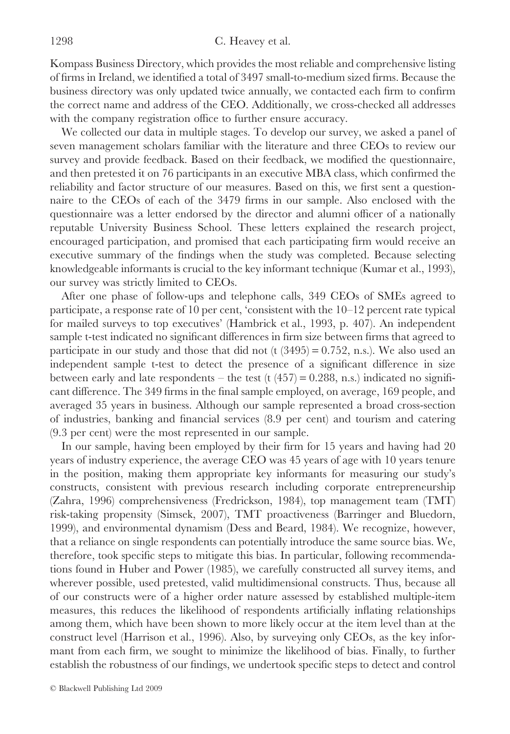Kompass Business Directory, which provides the most reliable and comprehensive listing of firms in Ireland, we identified a total of 3497 small-to-medium sized firms. Because the business directory was only updated twice annually, we contacted each firm to confirm the correct name and address of the CEO. Additionally, we cross-checked all addresses with the company registration office to further ensure accuracy.

We collected our data in multiple stages. To develop our survey, we asked a panel of seven management scholars familiar with the literature and three CEOs to review our survey and provide feedback. Based on their feedback, we modified the questionnaire, and then pretested it on 76 participants in an executive MBA class, which confirmed the reliability and factor structure of our measures. Based on this, we first sent a questionnaire to the CEOs of each of the 3479 firms in our sample. Also enclosed with the questionnaire was a letter endorsed by the director and alumni officer of a nationally reputable University Business School. These letters explained the research project, encouraged participation, and promised that each participating firm would receive an executive summary of the findings when the study was completed. Because selecting knowledgeable informants is crucial to the key informant technique (Kumar et al., 1993), our survey was strictly limited to CEOs.

After one phase of follow-ups and telephone calls, 349 CEOs of SMEs agreed to participate, a response rate of 10 per cent, 'consistent with the 10–12 percent rate typical for mailed surveys to top executives' (Hambrick et al., 1993, p. 407). An independent sample t-test indicated no significant differences in firm size between firms that agreed to participate in our study and those that did not ($t\ (3495) = 0.752$, n.s.). We also used an independent sample t-test to detect the presence of a significant difference in size between early and late respondents – the test ($t\ (457) = 0.288$, n.s.) indicated no significant difference. The 349 firms in the final sample employed, on average, 169 people, and averaged 35 years in business. Although our sample represented a broad cross-section of industries, banking and financial services (8.9 per cent) and tourism and catering (9.3 per cent) were the most represented in our sample.

In our sample, having been employed by their firm for 15 years and having had 20 years of industry experience, the average CEO was 45 years of age with 10 years tenure in the position, making them appropriate key informants for measuring our study's constructs, consistent with previous research including corporate entrepreneurship (Zahra, 1996) comprehensiveness (Fredrickson, 1984), top management team (TMT) risk-taking propensity (Simsek, 2007), TMT proactiveness (Barringer and Bluedorn, 1999), and environmental dynamism (Dess and Beard, 1984). We recognize, however, that a reliance on single respondents can potentially introduce the same source bias. We, therefore, took specific steps to mitigate this bias. In particular, following recommendations found in Huber and Power (1985), we carefully constructed all survey items, and wherever possible, used pretested, valid multidimensional constructs. Thus, because all of our constructs were of a higher order nature assessed by established multiple-item measures, this reduces the likelihood of respondents artificially inflating relationships among them, which have been shown to more likely occur at the item level than at the construct level (Harrison et al., 1996). Also, by surveying only CEOs, as the key informant from each firm, we sought to minimize the likelihood of bias. Finally, to further establish the robustness of our findings, we undertook specific steps to detect and control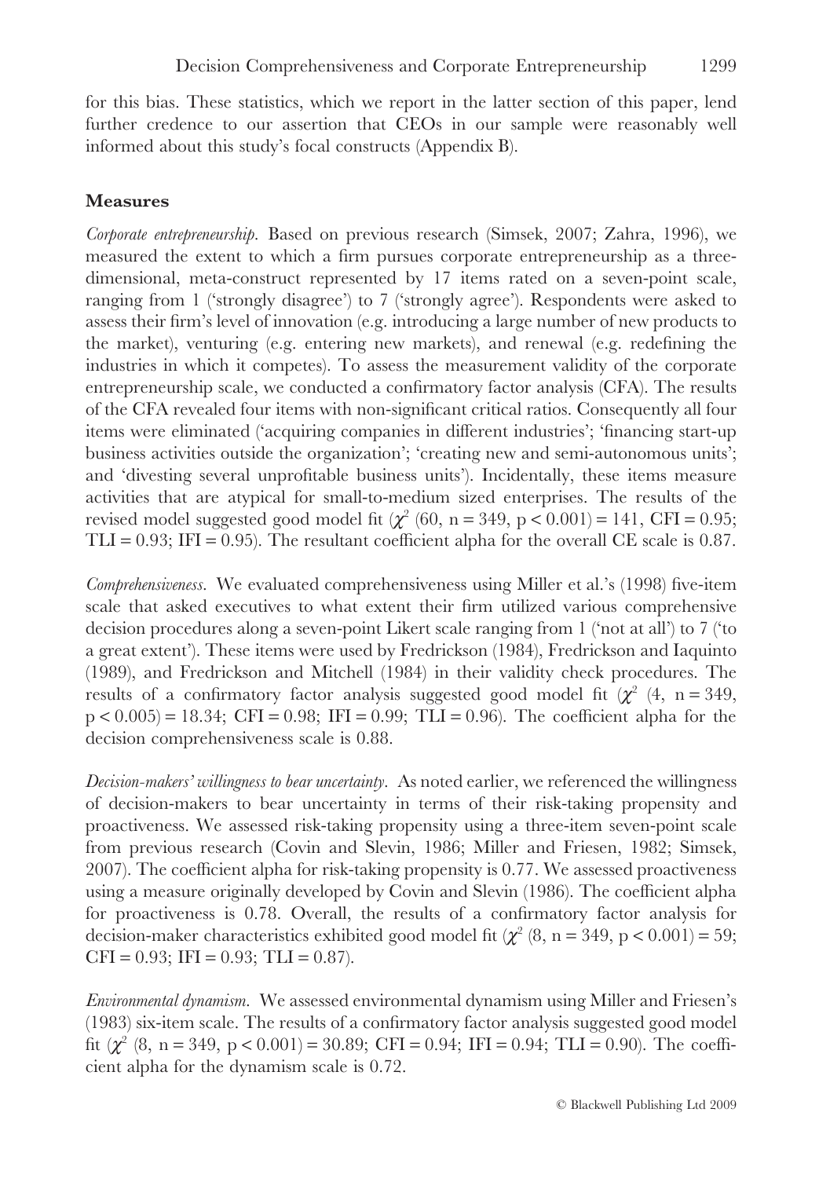for this bias. These statistics, which we report in the latter section of this paper, lend further credence to our assertion that CEOs in our sample were reasonably well informed about this study's focal constructs (Appendix B).

## Measures

*Corporate entrepreneurship*. Based on previous research (Simsek, 2007; Zahra, 1996), we measured the extent to which a firm pursues corporate entrepreneurship as a three-dimensional, meta-construct represented by 17 items rated on a seven-point scale, ranging from 1 ('strongly disagree') to 7 ('strongly agree'). Respondents were asked to assess their firm's level of innovation (e.g. introducing a large number of new products to the market), venturing (e.g. entering new markets), and renewal (e.g. redefining the industries in which it competes). To assess the measurement validity of the corporate entrepreneurship scale, we conducted a confirmatory factor analysis (CFA). The results of the CFA revealed four items with non-significant critical ratios. Consequently all four items were eliminated ('acquiring companies in different industries'; 'financing start-up business activities outside the organization'; 'creating new and semi-autonomous units'; and 'divesting several unprofitable business units'). Incidentally, these items measure activities that are atypical for small-to-medium sized enterprises. The results of the revised model suggested good model fit ($\chi^2$ (60, n = 349, $p < 0.001$) = 141, CFI = 0.95; TLI = 0.93; IFI = 0.95). The resultant coefficient alpha for the overall CE scale is 0.87.

*Comprehensiveness*. We evaluated comprehensiveness using Miller et al.'s (1998) five-item scale that asked executives to what extent their firm utilized various comprehensive decision procedures along a seven-point Likert scale ranging from 1 ('not at all') to 7 ('to a great extent'). These items were used by Fredrickson (1984), Fredrickson and Iaquinto (1989), and Fredrickson and Mitchell (1984) in their validity check procedures. The results of a confirmatory factor analysis suggested good model fit ($\chi^2$ (4, n = 349, $p < 0.005$) = 18.34; CFI = 0.98; IFI = 0.99; TLI = 0.96). The coefficient alpha for the decision comprehensiveness scale is 0.88.

*Decision-makers' willingness to bear uncertainty*. As noted earlier, we referenced the willingness of decision-makers to bear uncertainty in terms of their risk-taking propensity and proactiveness. We assessed risk-taking propensity using a three-item seven-point scale from previous research (Covin and Slevin, 1986; Miller and Friesen, 1982; Simsek, 2007). The coefficient alpha for risk-taking propensity is 0.77. We assessed proactiveness using a measure originally developed by Covin and Slevin (1986). The coefficient alpha for proactiveness is 0.78. Overall, the results of a confirmatory factor analysis for decision-maker characteristics exhibited good model fit ($\chi^2$ (8, n = 349, $p < 0.001$) = 59; CFI = 0.93; IFI = 0.93; TLI = 0.87).

*Environmental dynamism*. We assessed environmental dynamism using Miller and Friesen's (1983) six-item scale. The results of a confirmatory factor analysis suggested good model fit ($\chi^2$ (8, n = 349, $p < 0.001$) = 30.89; CFI = 0.94; IFI = 0.94; TLI = 0.90). The coefficient alpha for the dynamism scale is 0.72.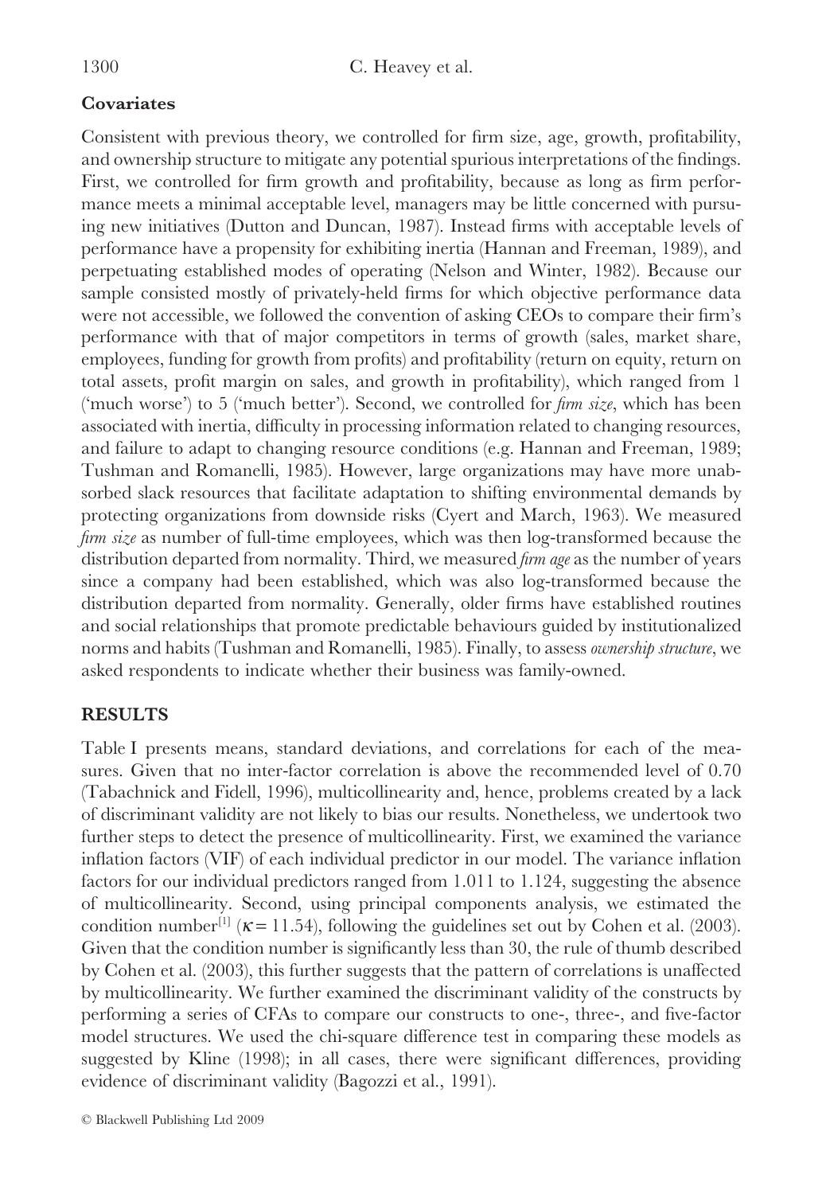## Covariates

Consistent with previous theory, we controlled for firm size, age, growth, profitability, and ownership structure to mitigate any potential spurious interpretations of the findings. First, we controlled for firm growth and profitability, because as long as firm performance meets a minimal acceptable level, managers may be little concerned with pursuing new initiatives (Dutton and Duncan, 1987). Instead firms with acceptable levels of performance have a propensity for exhibiting inertia (Hannan and Freeman, 1989), and perpetuating established modes of operating (Nelson and Winter, 1982). Because our sample consisted mostly of privately-held firms for which objective performance data were not accessible, we followed the convention of asking CEOs to compare their firm's performance with that of major competitors in terms of growth (sales, market share, employees, funding for growth from profits) and profitability (return on equity, return on total assets, profit margin on sales, and growth in profitability), which ranged from 1 ('much worse') to 5 ('much better'). Second, we controlled for *firm size*, which has been associated with inertia, difficulty in processing information related to changing resources, and failure to adapt to changing resource conditions (e.g. Hannan and Freeman, 1989; Tushman and Romanelli, 1985). However, large organizations may have more unabsorbed slack resources that facilitate adaptation to shifting environmental demands by protecting organizations from downside risks (Cyert and March, 1963). We measured *firm size* as number of full-time employees, which was then log-transformed because the distribution departed from normality. Third, we measured *firm age* as the number of years since a company had been established, which was also log-transformed because the distribution departed from normality. Generally, older firms have established routines and social relationships that promote predictable behaviours guided by institutionalized norms and habits (Tushman and Romanelli, 1985). Finally, to assess *ownership structure*, we asked respondents to indicate whether their business was family-owned.

## RESULTS

Table I presents means, standard deviations, and correlations for each of the measures. Given that no inter-factor correlation is above the recommended level of 0.70 (Tabachnick and Fidell, 1996), multicollinearity and, hence, problems created by a lack of discriminant validity are not likely to bias our results. Nonetheless, we undertook two further steps to detect the presence of multicollinearity. First, we examined the variance inflation factors (VIF) of each individual predictor in our model. The variance inflation factors for our individual predictors ranged from 1.011 to 1.124, suggesting the absence of multicollinearity. Second, using principal components analysis, we estimated the condition number[1] ($\kappa = 11.54$), following the guidelines set out by Cohen et al. (2003). Given that the condition number is significantly less than 30, the rule of thumb described by Cohen et al. (2003), this further suggests that the pattern of correlations is unaffected by multicollinearity. We further examined the discriminant validity of the constructs by performing a series of CFAs to compare our constructs to one-, three-, and five-factor model structures. We used the chi-square difference test in comparing these models as suggested by Kline (1998); in all cases, there were significant differences, providing evidence of discriminant validity (Bagozzi et al., 1991).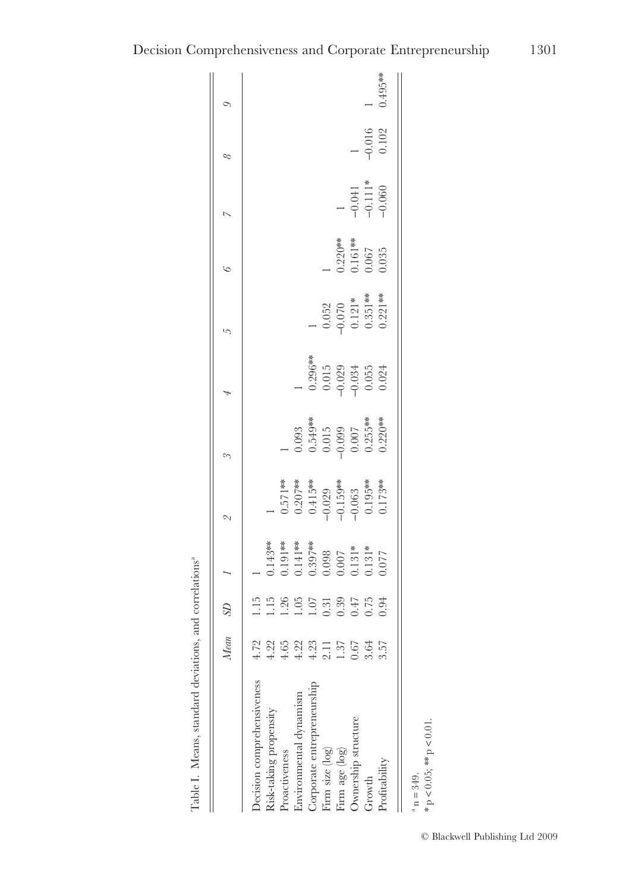Table I. Means, standard deviations, and correlations[a]

| | Mean | SD | 1 | 2 | 3 | 4 | 5 | 6 | 7 | 8 | 9 |
|---|---|---|---|---|---|---|---|---|---|---|---|
| Decision comprehensiveness | 4.72 | 1.15 | 1 | | | | | | | | |
| Risk-taking propensity | 4.22 | 1.15 | 0.143** | 1 | | | | | | | |
| Proactiveness | 4.65 | 1.26 | 0.191** | 0.571** | 1 | | | | | | |
| Environmental dynamism | 4.22 | 1.05 | 0.141** | 0.207** | 0.093 | 1 | | | | | |
| Corporate entrepreneurship | 4.23 | 1.07 | 0.397** | 0.415** | 0.549** | 0.296** | 1 | | | | |
| Firm size (log) | 2.11 | 0.31 | 0.098 | −0.029 | 0.015 | 0.015 | 0.052 | 1 | | | |
| Firm age (log) | 1.37 | 0.39 | 0.007 | −0.159** | −0.099 | −0.029 | −0.070 | 0.220** | 1 | | |
| Ownership structure | 0.67 | 0.47 | 0.131* | −0.063 | 0.007 | −0.034 | 0.121* | 0.161** | −0.041 | 1 | |
| Growth | 3.64 | 0.75 | 0.131* | 0.195** | 0.255** | 0.055 | 0.351** | 0.067 | −0.111* | −0.016 | 1 |
| Profitability | 3.57 | 0.94 | 0.077 | 0.173** | 0.220** | 0.024 | 0.221** | 0.035 | −0.060 | 0.102 | 0.495** |

[a] n = 349.
* $p < 0.05$; ** $p < 0.01$.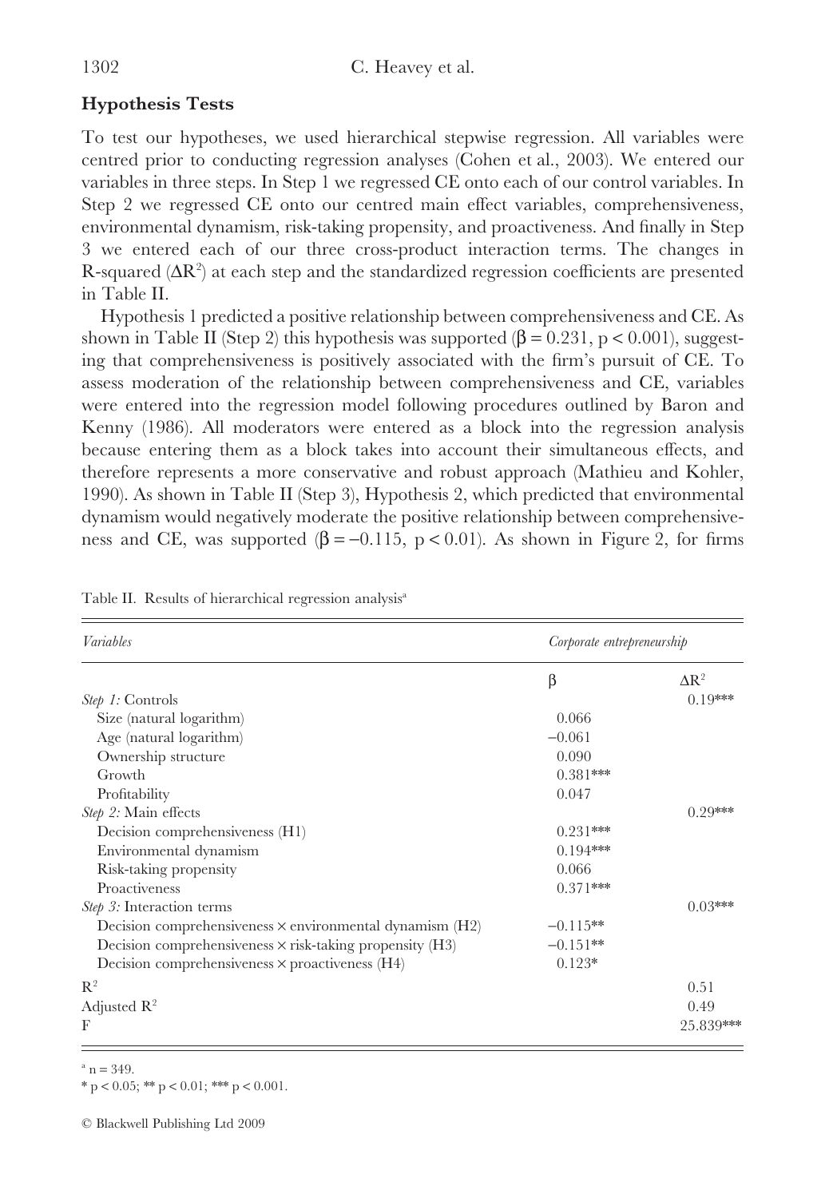### Hypothesis Tests

To test our hypotheses, we used hierarchical stepwise regression. All variables were centred prior to conducting regression analyses (Cohen et al., 2003). We entered our variables in three steps. In Step 1 we regressed CE onto each of our control variables. In Step 2 we regressed CE onto our centred main effect variables, comprehensiveness, environmental dynamism, risk-taking propensity, and proactiveness. And finally in Step 3 we entered each of our three cross-product interaction terms. The changes in R-squared ($\Delta R^2$) at each step and the standardized regression coefficients are presented in Table II.

Hypothesis 1 predicted a positive relationship between comprehensiveness and CE. As shown in Table II (Step 2) this hypothesis was supported ($\beta = 0.231$, $p < 0.001$), suggesting that comprehensiveness is positively associated with the firm's pursuit of CE. To assess moderation of the relationship between comprehensiveness and CE, variables were entered into the regression model following procedures outlined by Baron and Kenny (1986). All moderators were entered as a block into the regression analysis because entering them as a block takes into account their simultaneous effects, and therefore represents a more conservative and robust approach (Mathieu and Kohler, 1990). As shown in Table II (Step 3), Hypothesis 2, which predicted that environmental dynamism would negatively moderate the positive relationship between comprehensiveness and CE, was supported ($\beta = -0.115$, $p < 0.01$). As shown in Figure 2, for firms

Table II. Results of hierarchical regression analysis[a]

| *Variables* | *Corporate entrepreneurship* | |
|---|---|---|
| | $\beta$ | $\Delta R^2$ |
| *Step 1:* Controls | | 0.19*** |
| Size (natural logarithm) | 0.066 | |
| Age (natural logarithm) | −0.061 | |
| Ownership structure | 0.090 | |
| Growth | 0.381*** | |
| Profitability | 0.047 | |
| *Step 2:* Main effects | | 0.29*** |
| Decision comprehensiveness (H1) | 0.231*** | |
| Environmental dynamism | 0.194*** | |
| Risk-taking propensity | 0.066 | |
| Proactiveness | 0.371*** | |
| *Step 3:* Interaction terms | | 0.03*** |
| Decision comprehensiveness × environmental dynamism (H2) | −0.115** | |
| Decision comprehensiveness × risk-taking propensity (H3) | −0.151** | |
| Decision comprehensiveness × proactiveness (H4) | 0.123* | |
| $R^2$ | | 0.51 |
| Adjusted $R^2$ | | 0.49 |
| F | | 25.839*** |

[a] n = 349.

* $p < 0.05$; ** $p < 0.01$; *** $p < 0.001$.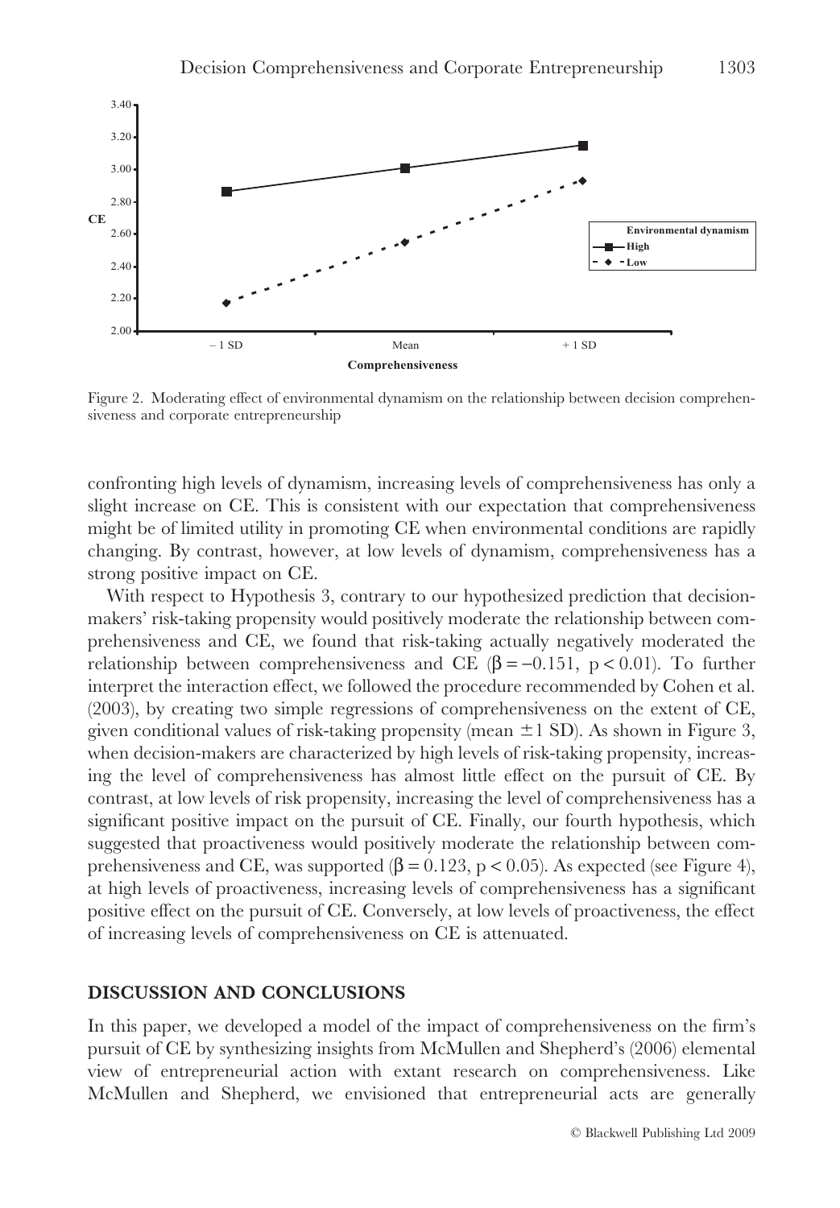Figure 2. Moderating effect of environmental dynamism on the relationship between decision comprehensiveness and corporate entrepreneurship

confronting high levels of dynamism, increasing levels of comprehensiveness has only a slight increase on CE. This is consistent with our expectation that comprehensiveness might be of limited utility in promoting CE when environmental conditions are rapidly changing. By contrast, however, at low levels of dynamism, comprehensiveness has a strong positive impact on CE.

With respect to Hypothesis 3, contrary to our hypothesized prediction that decision-makers' risk-taking propensity would positively moderate the relationship between comprehensiveness and CE, we found that risk-taking actually negatively moderated the relationship between comprehensiveness and CE ($\beta = -0.151$, $p < 0.01$). To further interpret the interaction effect, we followed the procedure recommended by Cohen et al. (2003), by creating two simple regressions of comprehensiveness on the extent of CE, given conditional values of risk-taking propensity (mean $\pm 1$ SD). As shown in Figure 3, when decision-makers are characterized by high levels of risk-taking propensity, increasing the level of comprehensiveness has almost little effect on the pursuit of CE. By contrast, at low levels of risk propensity, increasing the level of comprehensiveness has a significant positive impact on the pursuit of CE. Finally, our fourth hypothesis, which suggested that proactiveness would positively moderate the relationship between comprehensiveness and CE, was supported ($\beta = 0.123$, $p < 0.05$). As expected (see Figure 4), at high levels of proactiveness, increasing levels of comprehensiveness has a significant positive effect on the pursuit of CE. Conversely, at low levels of proactiveness, the effect of increasing levels of comprehensiveness on CE is attenuated.

## DISCUSSION AND CONCLUSIONS

In this paper, we developed a model of the impact of comprehensiveness on the firm's pursuit of CE by synthesizing insights from McMullen and Shepherd's (2006) elemental view of entrepreneurial action with extant research on comprehensiveness. Like McMullen and Shepherd, we envisioned that entrepreneurial acts are generally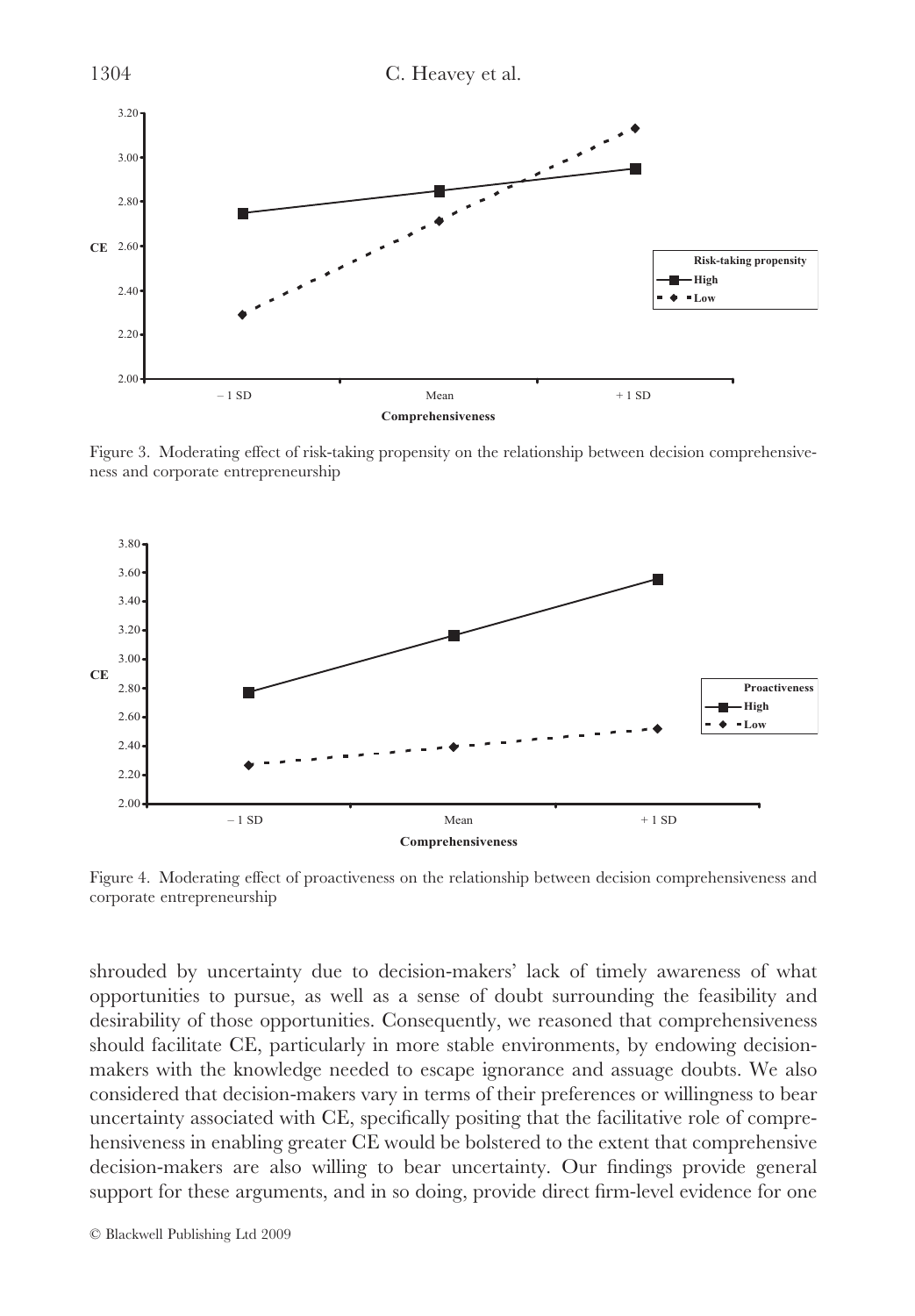Figure 3. Moderating effect of risk-taking propensity on the relationship between decision comprehensiveness and corporate entrepreneurship

Figure 4. Moderating effect of proactiveness on the relationship between decision comprehensiveness and corporate entrepreneurship

shrouded by uncertainty due to decision-makers' lack of timely awareness of what opportunities to pursue, as well as a sense of doubt surrounding the feasibility and desirability of those opportunities. Consequently, we reasoned that comprehensiveness should facilitate CE, particularly in more stable environments, by endowing decision-makers with the knowledge needed to escape ignorance and assuage doubts. We also considered that decision-makers vary in terms of their preferences or willingness to bear uncertainty associated with CE, specifically positing that the facilitative role of comprehensiveness in enabling greater CE would be bolstered to the extent that comprehensive decision-makers are also willing to bear uncertainty. Our findings provide general support for these arguments, and in so doing, provide direct firm-level evidence for one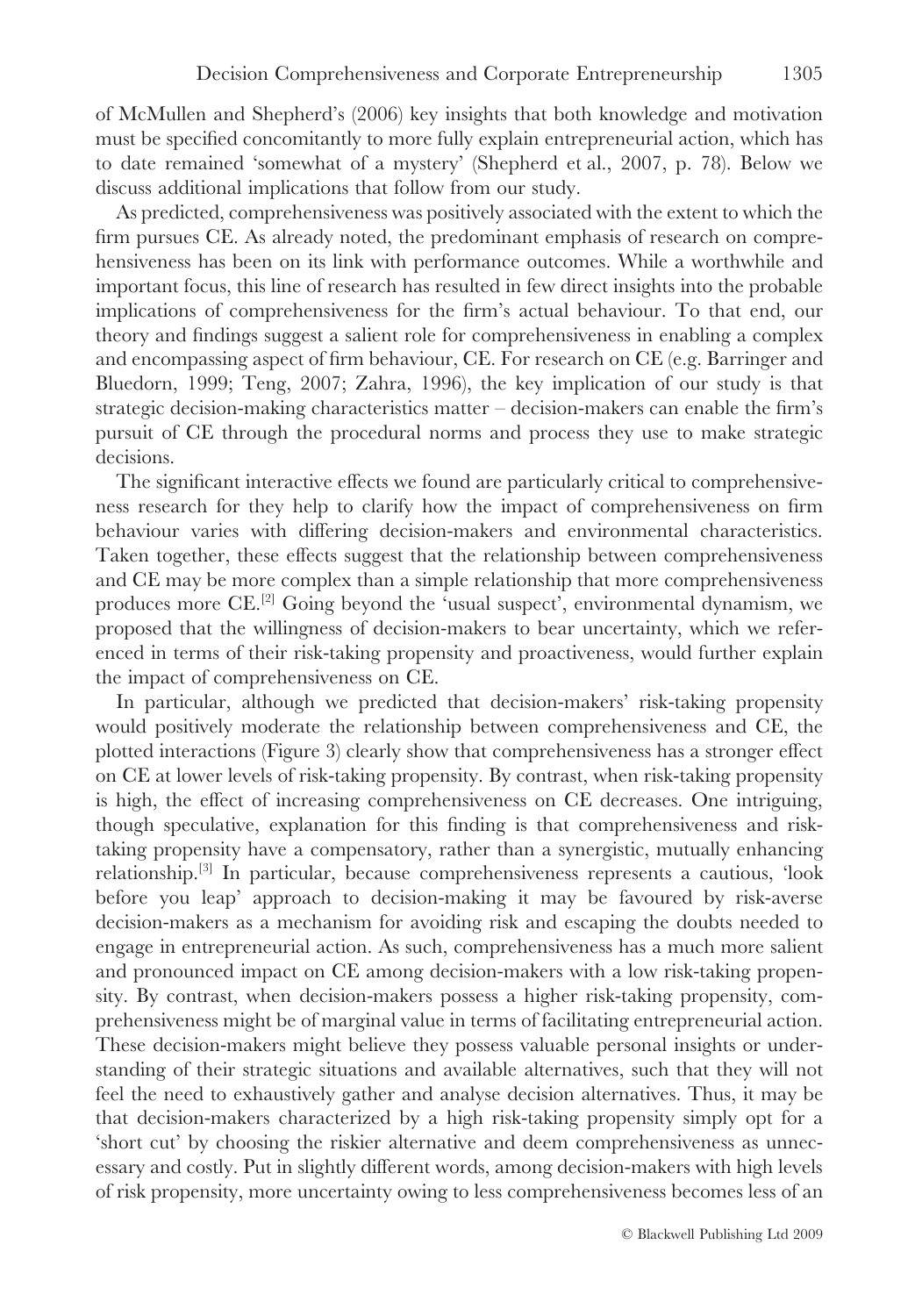of McMullen and Shepherd's (2006) key insights that both knowledge and motivation must be specified concomitantly to more fully explain entrepreneurial action, which has to date remained 'somewhat of a mystery' (Shepherd et al., 2007, p. 78). Below we discuss additional implications that follow from our study.

As predicted, comprehensiveness was positively associated with the extent to which the firm pursues CE. As already noted, the predominant emphasis of research on comprehensiveness has been on its link with performance outcomes. While a worthwhile and important focus, this line of research has resulted in few direct insights into the probable implications of comprehensiveness for the firm's actual behaviour. To that end, our theory and findings suggest a salient role for comprehensiveness in enabling a complex and encompassing aspect of firm behaviour, CE. For research on CE (e.g. Barringer and Bluedorn, 1999; Teng, 2007; Zahra, 1996), the key implication of our study is that strategic decision-making characteristics matter – decision-makers can enable the firm's pursuit of CE through the procedural norms and process they use to make strategic decisions.

The significant interactive effects we found are particularly critical to comprehensiveness research for they help to clarify how the impact of comprehensiveness on firm behaviour varies with differing decision-makers and environmental characteristics. Taken together, these effects suggest that the relationship between comprehensiveness and CE may be more complex than a simple relationship that more comprehensiveness produces more CE.[2] Going beyond the 'usual suspect', environmental dynamism, we proposed that the willingness of decision-makers to bear uncertainty, which we referenced in terms of their risk-taking propensity and proactiveness, would further explain the impact of comprehensiveness on CE.

In particular, although we predicted that decision-makers' risk-taking propensity would positively moderate the relationship between comprehensiveness and CE, the plotted interactions (Figure 3) clearly show that comprehensiveness has a stronger effect on CE at lower levels of risk-taking propensity. By contrast, when risk-taking propensity is high, the effect of increasing comprehensiveness on CE decreases. One intriguing, though speculative, explanation for this finding is that comprehensiveness and risk-taking propensity have a compensatory, rather than a synergistic, mutually enhancing relationship.[3] In particular, because comprehensiveness represents a cautious, 'look before you leap' approach to decision-making it may be favoured by risk-averse decision-makers as a mechanism for avoiding risk and escaping the doubts needed to engage in entrepreneurial action. As such, comprehensiveness has a much more salient and pronounced impact on CE among decision-makers with a low risk-taking propensity. By contrast, when decision-makers possess a higher risk-taking propensity, comprehensiveness might be of marginal value in terms of facilitating entrepreneurial action. These decision-makers might believe they possess valuable personal insights or understanding of their strategic situations and available alternatives, such that they will not feel the need to exhaustively gather and analyse decision alternatives. Thus, it may be that decision-makers characterized by a high risk-taking propensity simply opt for a 'short cut' by choosing the riskier alternative and deem comprehensiveness as unnecessary and costly. Put in slightly different words, among decision-makers with high levels of risk propensity, more uncertainty owing to less comprehensiveness becomes less of an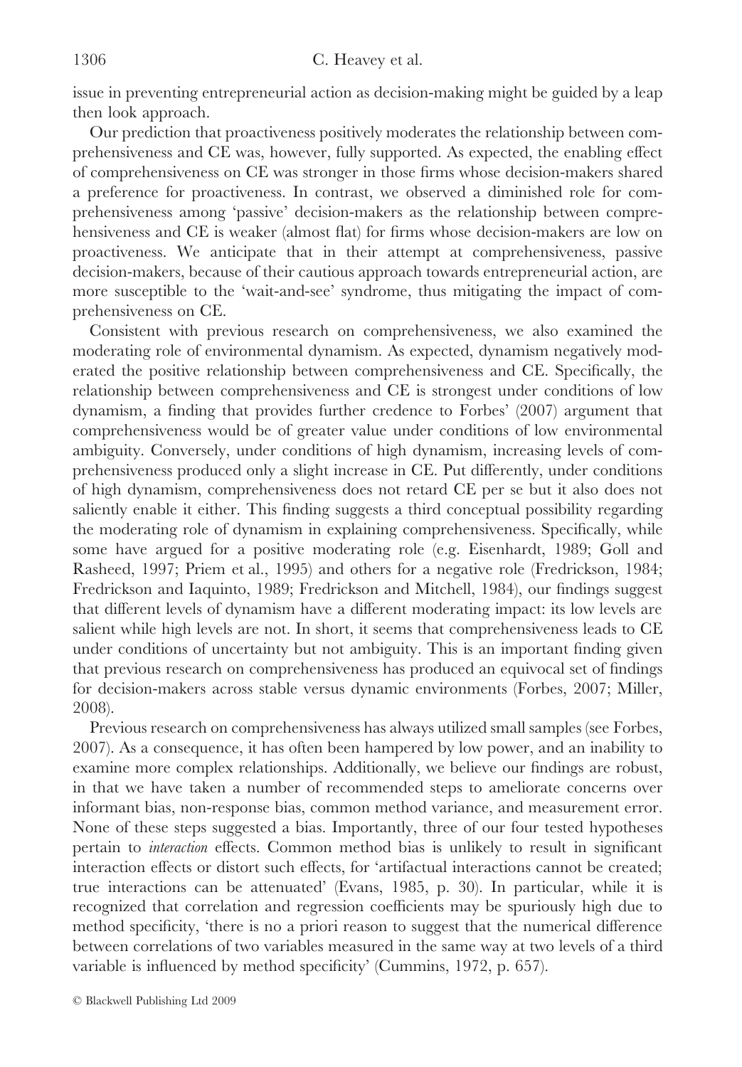issue in preventing entrepreneurial action as decision-making might be guided by a leap then look approach.

Our prediction that proactiveness positively moderates the relationship between comprehensiveness and CE was, however, fully supported. As expected, the enabling effect of comprehensiveness on CE was stronger in those firms whose decision-makers shared a preference for proactiveness. In contrast, we observed a diminished role for comprehensiveness among 'passive' decision-makers as the relationship between comprehensiveness and CE is weaker (almost flat) for firms whose decision-makers are low on proactiveness. We anticipate that in their attempt at comprehensiveness, passive decision-makers, because of their cautious approach towards entrepreneurial action, are more susceptible to the 'wait-and-see' syndrome, thus mitigating the impact of comprehensiveness on CE.

Consistent with previous research on comprehensiveness, we also examined the moderating role of environmental dynamism. As expected, dynamism negatively moderated the positive relationship between comprehensiveness and CE. Specifically, the relationship between comprehensiveness and CE is strongest under conditions of low dynamism, a finding that provides further credence to Forbes' (2007) argument that comprehensiveness would be of greater value under conditions of low environmental ambiguity. Conversely, under conditions of high dynamism, increasing levels of comprehensiveness produced only a slight increase in CE. Put differently, under conditions of high dynamism, comprehensiveness does not retard CE per se but it also does not saliently enable it either. This finding suggests a third conceptual possibility regarding the moderating role of dynamism in explaining comprehensiveness. Specifically, while some have argued for a positive moderating role (e.g. Eisenhardt, 1989; Goll and Rasheed, 1997; Priem et al., 1995) and others for a negative role (Fredrickson, 1984; Fredrickson and Iaquinto, 1989; Fredrickson and Mitchell, 1984), our findings suggest that different levels of dynamism have a different moderating impact: its low levels are salient while high levels are not. In short, it seems that comprehensiveness leads to CE under conditions of uncertainty but not ambiguity. This is an important finding given that previous research on comprehensiveness has produced an equivocal set of findings for decision-makers across stable versus dynamic environments (Forbes, 2007; Miller, 2008).

Previous research on comprehensiveness has always utilized small samples (see Forbes, 2007). As a consequence, it has often been hampered by low power, and an inability to examine more complex relationships. Additionally, we believe our findings are robust, in that we have taken a number of recommended steps to ameliorate concerns over informant bias, non-response bias, common method variance, and measurement error. None of these steps suggested a bias. Importantly, three of our four tested hypotheses pertain to *interaction* effects. Common method bias is unlikely to result in significant interaction effects or distort such effects, for 'artifactual interactions cannot be created; true interactions can be attenuated' (Evans, 1985, p. 30). In particular, while it is recognized that correlation and regression coefficients may be spuriously high due to method specificity, 'there is no a priori reason to suggest that the numerical difference between correlations of two variables measured in the same way at two levels of a third variable is influenced by method specificity' (Cummins, 1972, p. 657).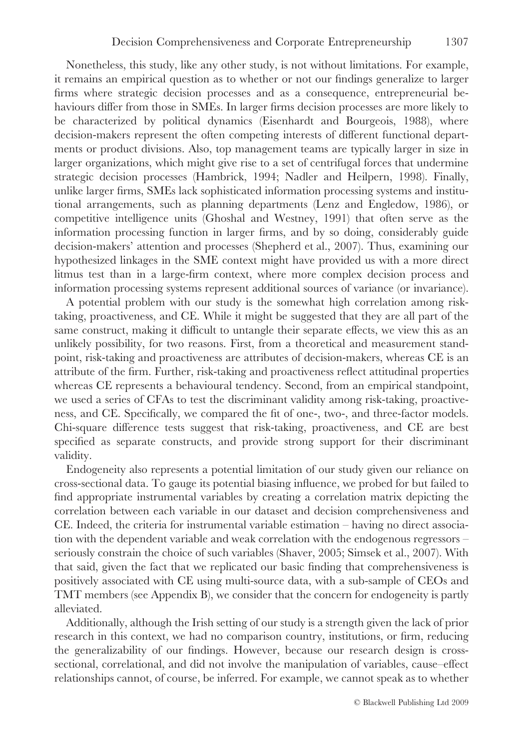Nonetheless, this study, like any other study, is not without limitations. For example, it remains an empirical question as to whether or not our findings generalize to larger firms where strategic decision processes and as a consequence, entrepreneurial behaviours differ from those in SMEs. In larger firms decision processes are more likely to be characterized by political dynamics (Eisenhardt and Bourgeois, 1988), where decision-makers represent the often competing interests of different functional departments or product divisions. Also, top management teams are typically larger in size in larger organizations, which might give rise to a set of centrifugal forces that undermine strategic decision processes (Hambrick, 1994; Nadler and Heilpern, 1998). Finally, unlike larger firms, SMEs lack sophisticated information processing systems and institutional arrangements, such as planning departments (Lenz and Engledow, 1986), or competitive intelligence units (Ghoshal and Westney, 1991) that often serve as the information processing function in larger firms, and by so doing, considerably guide decision-makers' attention and processes (Shepherd et al., 2007). Thus, examining our hypothesized linkages in the SME context might have provided us with a more direct litmus test than in a large-firm context, where more complex decision process and information processing systems represent additional sources of variance (or invariance).

A potential problem with our study is the somewhat high correlation among risk-taking, proactiveness, and CE. While it might be suggested that they are all part of the same construct, making it difficult to untangle their separate effects, we view this as an unlikely possibility, for two reasons. First, from a theoretical and measurement standpoint, risk-taking and proactiveness are attributes of decision-makers, whereas CE is an attribute of the firm. Further, risk-taking and proactiveness reflect attitudinal properties whereas CE represents a behavioural tendency. Second, from an empirical standpoint, we used a series of CFAs to test the discriminant validity among risk-taking, proactiveness, and CE. Specifically, we compared the fit of one-, two-, and three-factor models. Chi-square difference tests suggest that risk-taking, proactiveness, and CE are best specified as separate constructs, and provide strong support for their discriminant validity.

Endogeneity also represents a potential limitation of our study given our reliance on cross-sectional data. To gauge its potential biasing influence, we probed for but failed to find appropriate instrumental variables by creating a correlation matrix depicting the correlation between each variable in our dataset and decision comprehensiveness and CE. Indeed, the criteria for instrumental variable estimation – having no direct association with the dependent variable and weak correlation with the endogenous regressors – seriously constrain the choice of such variables (Shaver, 2005; Simsek et al., 2007). With that said, given the fact that we replicated our basic finding that comprehensiveness is positively associated with CE using multi-source data, with a sub-sample of CEOs and TMT members (see Appendix B), we consider that the concern for endogeneity is partly alleviated.

Additionally, although the Irish setting of our study is a strength given the lack of prior research in this context, we had no comparison country, institutions, or firm, reducing the generalizability of our findings. However, because our research design is cross-sectional, correlational, and did not involve the manipulation of variables, cause–effect relationships cannot, of course, be inferred. For example, we cannot speak as to whether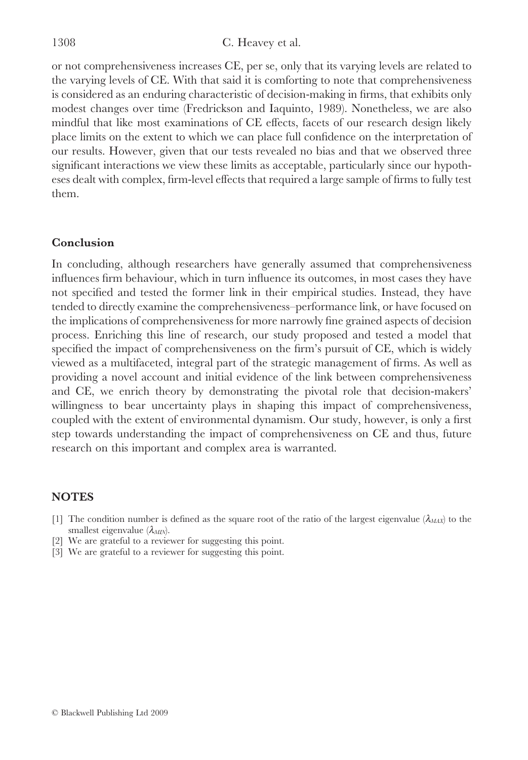or not comprehensiveness increases CE, per se, only that its varying levels are related to the varying levels of CE. With that said it is comforting to note that comprehensiveness is considered as an enduring characteristic of decision-making in firms, that exhibits only modest changes over time (Fredrickson and Iaquinto, 1989). Nonetheless, we are also mindful that like most examinations of CE effects, facets of our research design likely place limits on the extent to which we can place full confidence on the interpretation of our results. However, given that our tests revealed no bias and that we observed three significant interactions we view these limits as acceptable, particularly since our hypotheses dealt with complex, firm-level effects that required a large sample of firms to fully test them.

## Conclusion

In concluding, although researchers have generally assumed that comprehensiveness influences firm behaviour, which in turn influence its outcomes, in most cases they have not specified and tested the former link in their empirical studies. Instead, they have tended to directly examine the comprehensiveness–performance link, or have focused on the implications of comprehensiveness for more narrowly fine grained aspects of decision process. Enriching this line of research, our study proposed and tested a model that specified the impact of comprehensiveness on the firm's pursuit of CE, which is widely viewed as a multifaceted, integral part of the strategic management of firms. As well as providing a novel account and initial evidence of the link between comprehensiveness and CE, we enrich theory by demonstrating the pivotal role that decision-makers' willingness to bear uncertainty plays in shaping this impact of comprehensiveness, coupled with the extent of environmental dynamism. Our study, however, is only a first step towards understanding the impact of comprehensiveness on CE and thus, future research on this important and complex area is warranted.

## NOTES

[1] The condition number is defined as the square root of the ratio of the largest eigenvalue ($\lambda_{MAX}$) to the smallest eigenvalue ($\lambda_{MIN}$).

[2] We are grateful to a reviewer for suggesting this point.

[3] We are grateful to a reviewer for suggesting this point.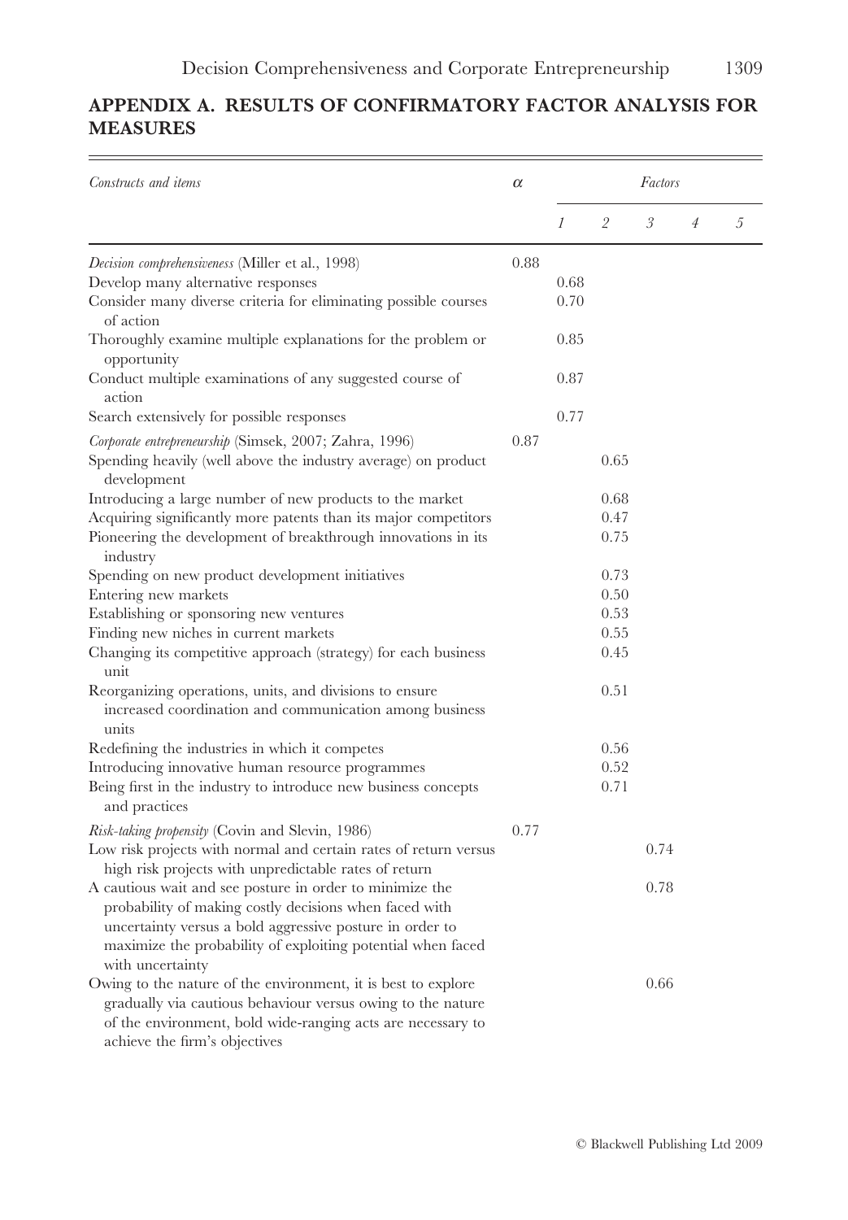## APPENDIX A. RESULTS OF CONFIRMATORY FACTOR ANALYSIS FOR MEASURES

| *Constructs and items* | $\alpha$ | *Factors* | | | | |
|---|---|---|---|---|---|---|
| | | *1* | *2* | *3* | *4* | *5* |
| *Decision comprehensiveness* (Miller et al., 1998) | 0.88 | | | | | |
| Develop many alternative responses | | 0.68 | | | | |
| Consider many diverse criteria for eliminating possible courses of action | | 0.70 | | | | |
| Thoroughly examine multiple explanations for the problem or opportunity | | 0.85 | | | | |
| Conduct multiple examinations of any suggested course of action | | 0.87 | | | | |
| Search extensively for possible responses | | 0.77 | | | | |
| *Corporate entrepreneurship* (Simsek, 2007; Zahra, 1996) | 0.87 | | | | | |
| Spending heavily (well above the industry average) on product development | | | 0.65 | | | |
| Introducing a large number of new products to the market | | | 0.68 | | | |
| Acquiring significantly more patents than its major competitors | | | 0.47 | | | |
| Pioneering the development of breakthrough innovations in its industry | | | 0.75 | | | |
| Spending on new product development initiatives | | | 0.73 | | | |
| Entering new markets | | | 0.50 | | | |
| Establishing or sponsoring new ventures | | | 0.53 | | | |
| Finding new niches in current markets | | | 0.55 | | | |
| Changing its competitive approach (strategy) for each business unit | | | 0.45 | | | |
| Reorganizing operations, units, and divisions to ensure increased coordination and communication among business units | | | 0.51 | | | |
| Redefining the industries in which it competes | | | 0.56 | | | |
| Introducing innovative human resource programmes | | | 0.52 | | | |
| Being first in the industry to introduce new business concepts and practices | | | 0.71 | | | |
| *Risk-taking propensity* (Covin and Slevin, 1986) | 0.77 | | | | | |
| Low risk projects with normal and certain rates of return versus high risk projects with unpredictable rates of return | | | | 0.74 | | |
| A cautious wait and see posture in order to minimize the probability of making costly decisions when faced with uncertainty versus a bold aggressive posture in order to maximize the probability of exploiting potential when faced with uncertainty | | | | 0.78 | | |
| Owing to the nature of the environment, it is best to explore gradually via cautious behaviour versus owing to the nature of the environment, bold wide-ranging acts are necessary to achieve the firm's objectives | | | | 0.66 | | |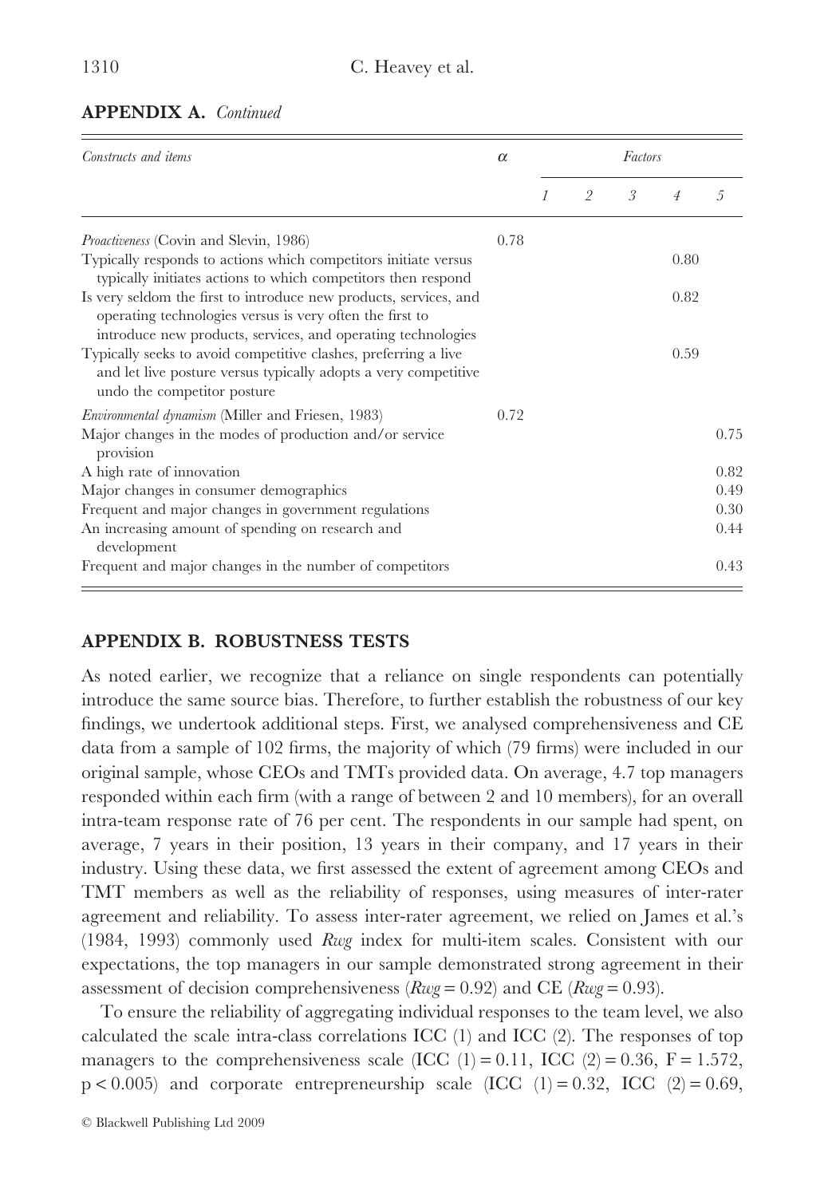**APPENDIX A.** *Continued*

| *Constructs and items* | α | *Factors* | | | | |
|---|---|---|---|---|---|---|
| | | *1* | *2* | *3* | *4* | *5* |
| *Proactiveness* (Covin and Slevin, 1986) | 0.78 | | | | | |
| Typically responds to actions which competitors initiate versus typically initiates actions to which competitors then respond | | | | | 0.80 | |
| Is very seldom the first to introduce new products, services, and operating technologies versus is very often the first to introduce new products, services, and operating technologies | | | | | 0.82 | |
| Typically seeks to avoid competitive clashes, preferring a live and let live posture versus typically adopts a very competitive undo the competitor posture | | | | | 0.59 | |
| *Environmental dynamism* (Miller and Friesen, 1983) | 0.72 | | | | | |
| Major changes in the modes of production and/or service provision | | | | | | 0.75 |
| A high rate of innovation | | | | | | 0.82 |
| Major changes in consumer demographics | | | | | | 0.49 |
| Frequent and major changes in government regulations | | | | | | 0.30 |
| An increasing amount of spending on research and development | | | | | | 0.44 |
| Frequent and major changes in the number of competitors | | | | | | 0.43 |

## APPENDIX B. ROBUSTNESS TESTS

As noted earlier, we recognize that a reliance on single respondents can potentially introduce the same source bias. Therefore, to further establish the robustness of our key findings, we undertook additional steps. First, we analysed comprehensiveness and CE data from a sample of 102 firms, the majority of which (79 firms) were included in our original sample, whose CEOs and TMTs provided data. On average, 4.7 top managers responded within each firm (with a range of between 2 and 10 members), for an overall intra-team response rate of 76 per cent. The respondents in our sample had spent, on average, 7 years in their position, 13 years in their company, and 17 years in their industry. Using these data, we first assessed the extent of agreement among CEOs and TMT members as well as the reliability of responses, using measures of inter-rater agreement and reliability. To assess inter-rater agreement, we relied on James et al.'s (1984, 1993) commonly used *Rwg* index for multi-item scales. Consistent with our expectations, the top managers in our sample demonstrated strong agreement in their assessment of decision comprehensiveness (*Rwg* = 0.92) and CE (*Rwg* = 0.93).

To ensure the reliability of aggregating individual responses to the team level, we also calculated the scale intra-class correlations ICC (1) and ICC (2). The responses of top managers to the comprehensiveness scale (ICC (1) = 0.11, ICC (2) = 0.36, $F = 1.572$, $p < 0.005$) and corporate entrepreneurship scale (ICC (1) = 0.32, ICC (2) = 0.69,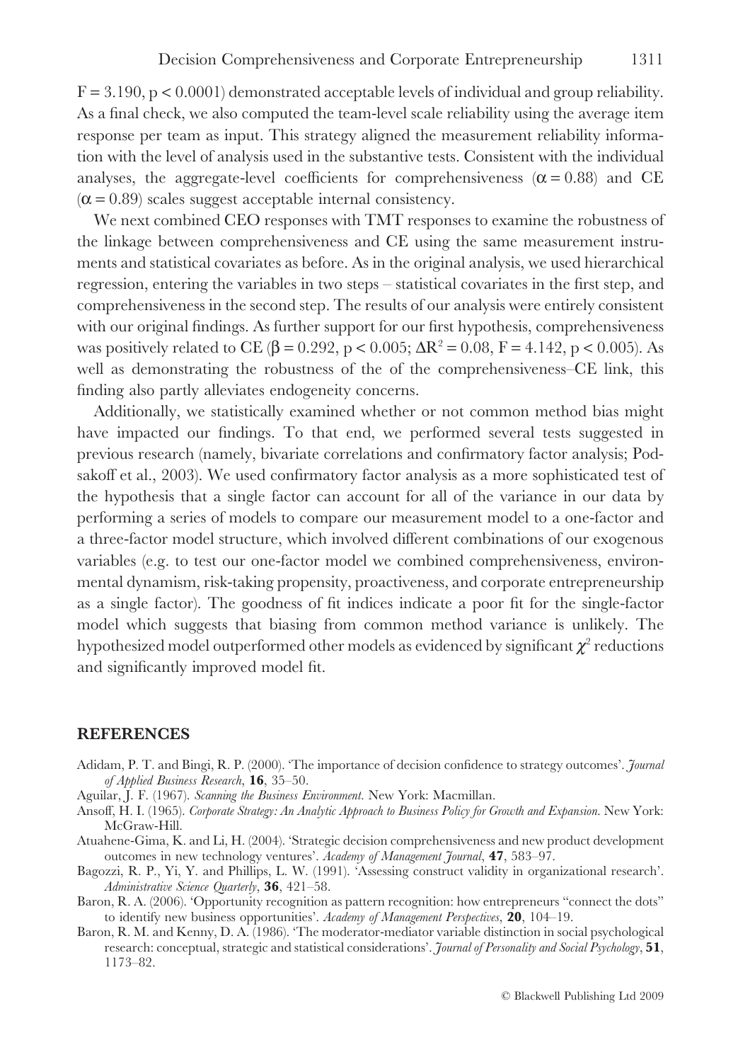$F = 3.190$, $p < 0.0001$) demonstrated acceptable levels of individual and group reliability. As a final check, we also computed the team-level scale reliability using the average item response per team as input. This strategy aligned the measurement reliability information with the level of analysis used in the substantive tests. Consistent with the individual analyses, the aggregate-level coefficients for comprehensiveness ($\alpha = 0.88$) and CE ($\alpha = 0.89$) scales suggest acceptable internal consistency.

We next combined CEO responses with TMT responses to examine the robustness of the linkage between comprehensiveness and CE using the same measurement instruments and statistical covariates as before. As in the original analysis, we used hierarchical regression, entering the variables in two steps – statistical covariates in the first step, and comprehensiveness in the second step. The results of our analysis were entirely consistent with our original findings. As further support for our first hypothesis, comprehensiveness was positively related to CE ($\beta = 0.292$, $p < 0.005$; $\Delta R^2 = 0.08$, $F = 4.142$, $p < 0.005$). As well as demonstrating the robustness of the of the comprehensiveness–CE link, this finding also partly alleviates endogeneity concerns.

Additionally, we statistically examined whether or not common method bias might have impacted our findings. To that end, we performed several tests suggested in previous research (namely, bivariate correlations and confirmatory factor analysis; Podsakoff et al., 2003). We used confirmatory factor analysis as a more sophisticated test of the hypothesis that a single factor can account for all of the variance in our data by performing a series of models to compare our measurement model to a one-factor and a three-factor model structure, which involved different combinations of our exogenous variables (e.g. to test our one-factor model we combined comprehensiveness, environmental dynamism, risk-taking propensity, proactiveness, and corporate entrepreneurship as a single factor). The goodness of fit indices indicate a poor fit for the single-factor model which suggests that biasing from common method variance is unlikely. The hypothesized model outperformed other models as evidenced by significant $\chi^2$ reductions and significantly improved model fit.

## REFERENCES

Adidam, P. T. and Bingi, R. P. (2000). 'The importance of decision confidence to strategy outcomes'. *Journal of Applied Business Research*, **16**, 35–50.

Aguilar, J. F. (1967). *Scanning the Business Environment*. New York: Macmillan.

Ansoff, H. I. (1965). *Corporate Strategy: An Analytic Approach to Business Policy for Growth and Expansion*. New York: McGraw-Hill.

Atuahene-Gima, K. and Li, H. (2004). 'Strategic decision comprehensiveness and new product development outcomes in new technology ventures'. *Academy of Management Journal*, **47**, 583–97.

Bagozzi, R. P., Yi, Y. and Phillips, L. W. (1991). 'Assessing construct validity in organizational research'. *Administrative Science Quarterly*, **36**, 421–58.

Baron, R. A. (2006). 'Opportunity recognition as pattern recognition: how entrepreneurs "connect the dots" to identify new business opportunities'. *Academy of Management Perspectives*, **20**, 104–19.

Baron, R. M. and Kenny, D. A. (1986). 'The moderator-mediator variable distinction in social psychological research: conceptual, strategic and statistical considerations'. *Journal of Personality and Social Psychology*, **51**, 1173–82.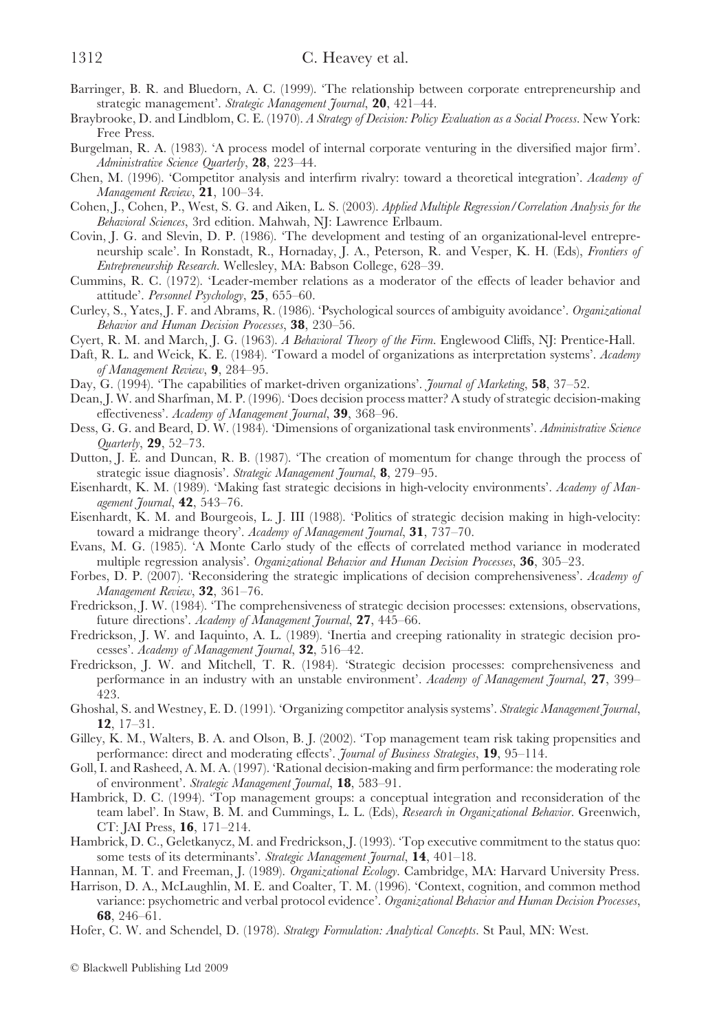Barringer, B. R. and Bluedorn, A. C. (1999). 'The relationship between corporate entrepreneurship and strategic management'. *Strategic Management Journal*, **20**, 421–44.

Braybrooke, D. and Lindblom, C. E. (1970). *A Strategy of Decision: Policy Evaluation as a Social Process*. New York: Free Press.

Burgelman, R. A. (1983). 'A process model of internal corporate venturing in the diversified major firm'. *Administrative Science Quarterly*, **28**, 223–44.

Chen, M. (1996). 'Competitor analysis and interfirm rivalry: toward a theoretical integration'. *Academy of Management Review*, **21**, 100–34.

Cohen, J., Cohen, P., West, S. G. and Aiken, L. S. (2003). *Applied Multiple Regression/Correlation Analysis for the Behavioral Sciences*, 3rd edition. Mahwah, NJ: Lawrence Erlbaum.

Covin, J. G. and Slevin, D. P. (1986). 'The development and testing of an organizational-level entrepreneurship scale'. In Ronstadt, R., Hornaday, J. A., Peterson, R. and Vesper, K. H. (Eds), *Frontiers of Entrepreneurship Research*. Wellesley, MA: Babson College, 628–39.

Cummins, R. C. (1972). 'Leader-member relations as a moderator of the effects of leader behavior and attitude'. *Personnel Psychology*, **25**, 655–60.

Curley, S., Yates, J. F. and Abrams, R. (1986). 'Psychological sources of ambiguity avoidance'. *Organizational Behavior and Human Decision Processes*, **38**, 230–56.

Cyert, R. M. and March, J. G. (1963). *A Behavioral Theory of the Firm*. Englewood Cliffs, NJ: Prentice-Hall.

Daft, R. L. and Weick, K. E. (1984). 'Toward a model of organizations as interpretation systems'. *Academy of Management Review*, **9**, 284–95.

Day, G. (1994). 'The capabilities of market-driven organizations'. *Journal of Marketing*, **58**, 37–52.

Dean, J. W. and Sharfman, M. P. (1996). 'Does decision process matter? A study of strategic decision-making effectiveness'. *Academy of Management Journal*, **39**, 368–96.

Dess, G. G. and Beard, D. W. (1984). 'Dimensions of organizational task environments'. *Administrative Science Quarterly*, **29**, 52–73.

Dutton, J. E. and Duncan, R. B. (1987). 'The creation of momentum for change through the process of strategic issue diagnosis'. *Strategic Management Journal*, **8**, 279–95.

Eisenhardt, K. M. (1989). 'Making fast strategic decisions in high-velocity environments'. *Academy of Management Journal*, **42**, 543–76.

Eisenhardt, K. M. and Bourgeois, L. J. III (1988). 'Politics of strategic decision making in high-velocity: toward a midrange theory'. *Academy of Management Journal*, **31**, 737–70.

Evans, M. G. (1985). 'A Monte Carlo study of the effects of correlated method variance in moderated multiple regression analysis'. *Organizational Behavior and Human Decision Processes*, **36**, 305–23.

Forbes, D. P. (2007). 'Reconsidering the strategic implications of decision comprehensiveness'. *Academy of Management Review*, **32**, 361–76.

Fredrickson, J. W. (1984). 'The comprehensiveness of strategic decision processes: extensions, observations, future directions'. *Academy of Management Journal*, **27**, 445–66.

Fredrickson, J. W. and Iaquinto, A. L. (1989). 'Inertia and creeping rationality in strategic decision processes'. *Academy of Management Journal*, **32**, 516–42.

Fredrickson, J. W. and Mitchell, T. R. (1984). 'Strategic decision processes: comprehensiveness and performance in an industry with an unstable environment'. *Academy of Management Journal*, **27**, 399–423.

Ghoshal, S. and Westney, E. D. (1991). 'Organizing competitor analysis systems'. *Strategic Management Journal*, **12**, 17–31.

Gilley, K. M., Walters, B. A. and Olson, B. J. (2002). 'Top management team risk taking propensities and performance: direct and moderating effects'. *Journal of Business Strategies*, **19**, 95–114.

Goll, I. and Rasheed, A. M. A. (1997). 'Rational decision-making and firm performance: the moderating role of environment'. *Strategic Management Journal*, **18**, 583–91.

Hambrick, D. C. (1994). 'Top management groups: a conceptual integration and reconsideration of the team label'. In Staw, B. M. and Cummings, L. L. (Eds), *Research in Organizational Behavior*. Greenwich, CT: JAI Press, **16**, 171–214.

Hambrick, D. C., Geletkanycz, M. and Fredrickson, J. (1993). 'Top executive commitment to the status quo: some tests of its determinants'. *Strategic Management Journal*, **14**, 401–18.

Hannan, M. T. and Freeman, J. (1989). *Organizational Ecology*. Cambridge, MA: Harvard University Press.

Harrison, D. A., McLaughlin, M. E. and Coalter, T. M. (1996). 'Context, cognition, and common method variance: psychometric and verbal protocol evidence'. *Organizational Behavior and Human Decision Processes*, **68**, 246–61.

Hofer, C. W. and Schendel, D. (1978). *Strategy Formulation: Analytical Concepts*. St Paul, MN: West.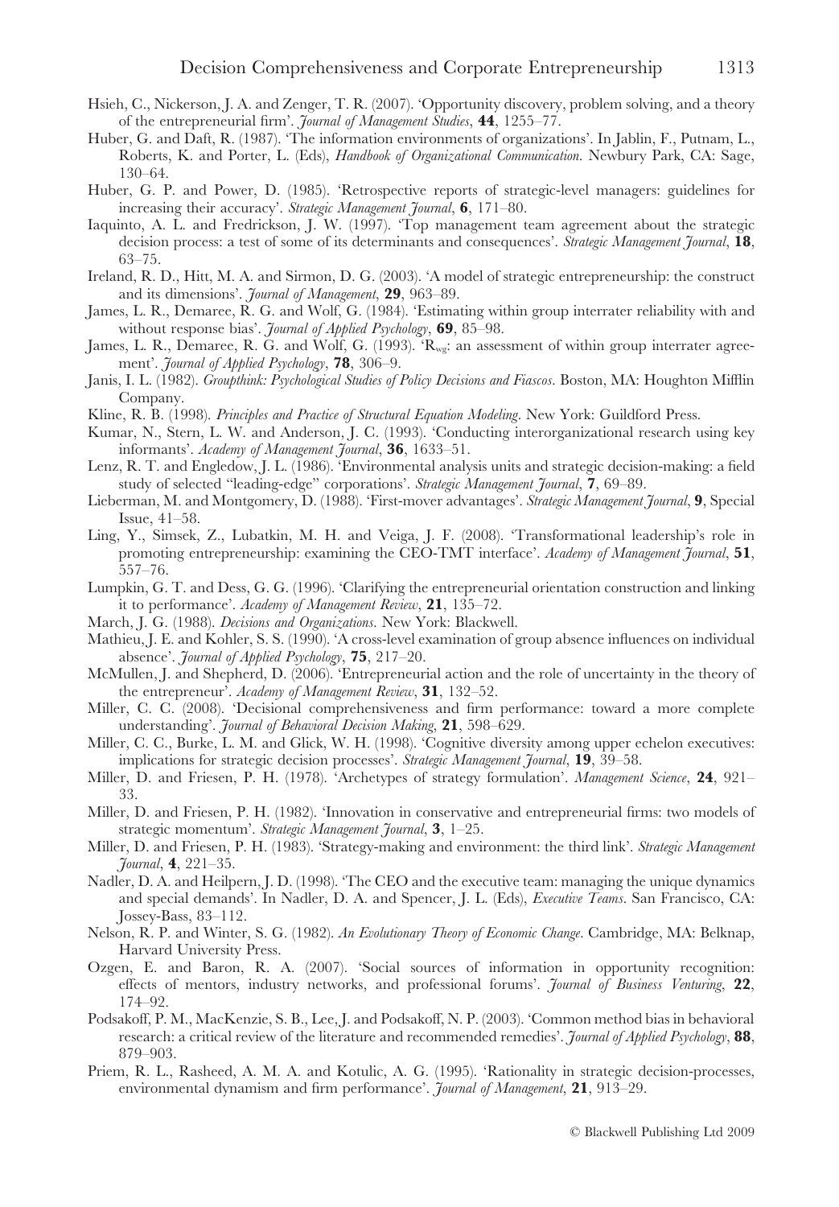Hsieh, C., Nickerson, J. A. and Zenger, T. R. (2007). 'Opportunity discovery, problem solving, and a theory of the entrepreneurial firm'. *Journal of Management Studies*, **44**, 1255–77.

Huber, G. and Daft, R. (1987). 'The information environments of organizations'. In Jablin, F., Putnam, L., Roberts, K. and Porter, L. (Eds), *Handbook of Organizational Communication*. Newbury Park, CA: Sage, 130–64.

Huber, G. P. and Power, D. (1985). 'Retrospective reports of strategic-level managers: guidelines for increasing their accuracy'. *Strategic Management Journal*, **6**, 171–80.

Iaquinto, A. L. and Fredrickson, J. W. (1997). 'Top management team agreement about the strategic decision process: a test of some of its determinants and consequences'. *Strategic Management Journal*, **18**, 63–75.

Ireland, R. D., Hitt, M. A. and Sirmon, D. G. (2003). 'A model of strategic entrepreneurship: the construct and its dimensions'. *Journal of Management*, **29**, 963–89.

James, L. R., Demaree, R. G. and Wolf, G. (1984). 'Estimating within group interrater reliability with and without response bias'. *Journal of Applied Psychology*, **69**, 85–98.

James, L. R., Demaree, R. G. and Wolf, G. (1993). '$R_{wg}$: an assessment of within group interrater agreement'. *Journal of Applied Psychology*, **78**, 306–9.

Janis, I. L. (1982). *Groupthink: Psychological Studies of Policy Decisions and Fiascos*. Boston, MA: Houghton Mifflin Company.

Kline, R. B. (1998). *Principles and Practice of Structural Equation Modeling*. New York: Guildford Press.

Kumar, N., Stern, L. W. and Anderson, J. C. (1993). 'Conducting interorganizational research using key informants'. *Academy of Management Journal*, **36**, 1633–51.

Lenz, R. T. and Engledow, J. L. (1986). 'Environmental analysis units and strategic decision-making: a field study of selected "leading-edge" corporations'. *Strategic Management Journal*, **7**, 69–89.

Lieberman, M. and Montgomery, D. (1988). 'First-mover advantages'. *Strategic Management Journal*, **9**, Special Issue, 41–58.

Ling, Y., Simsek, Z., Lubatkin, M. H. and Veiga, J. F. (2008). 'Transformational leadership's role in promoting entrepreneurship: examining the CEO-TMT interface'. *Academy of Management Journal*, **51**, 557–76.

Lumpkin, G. T. and Dess, G. G. (1996). 'Clarifying the entrepreneurial orientation construction and linking it to performance'. *Academy of Management Review*, **21**, 135–72.

March, J. G. (1988). *Decisions and Organizations*. New York: Blackwell.

Mathieu, J. E. and Kohler, S. S. (1990). 'A cross-level examination of group absence influences on individual absence'. *Journal of Applied Psychology*, **75**, 217–20.

McMullen, J. and Shepherd, D. (2006). 'Entrepreneurial action and the role of uncertainty in the theory of the entrepreneur'. *Academy of Management Review*, **31**, 132–52.

Miller, C. C. (2008). 'Decisional comprehensiveness and firm performance: toward a more complete understanding'. *Journal of Behavioral Decision Making*, **21**, 598–629.

Miller, C. C., Burke, L. M. and Glick, W. H. (1998). 'Cognitive diversity among upper echelon executives: implications for strategic decision processes'. *Strategic Management Journal*, **19**, 39–58.

Miller, D. and Friesen, P. H. (1978). 'Archetypes of strategy formulation'. *Management Science*, **24**, 921–33.

Miller, D. and Friesen, P. H. (1982). 'Innovation in conservative and entrepreneurial firms: two models of strategic momentum'. *Strategic Management Journal*, **3**, 1–25.

Miller, D. and Friesen, P. H. (1983). 'Strategy-making and environment: the third link'. *Strategic Management Journal*, **4**, 221–35.

Nadler, D. A. and Heilpern, J. D. (1998). 'The CEO and the executive team: managing the unique dynamics and special demands'. In Nadler, D. A. and Spencer, J. L. (Eds), *Executive Teams*. San Francisco, CA: Jossey-Bass, 83–112.

Nelson, R. P. and Winter, S. G. (1982). *An Evolutionary Theory of Economic Change*. Cambridge, MA: Belknap, Harvard University Press.

Ozgen, E. and Baron, R. A. (2007). 'Social sources of information in opportunity recognition: effects of mentors, industry networks, and professional forums'. *Journal of Business Venturing*, **22**, 174–92.

Podsakoff, P. M., MacKenzie, S. B., Lee, J. and Podsakoff, N. P. (2003). 'Common method bias in behavioral research: a critical review of the literature and recommended remedies'. *Journal of Applied Psychology*, **88**, 879–903.

Priem, R. L., Rasheed, A. M. A. and Kotulic, A. G. (1995). 'Rationality in strategic decision-processes, environmental dynamism and firm performance'. *Journal of Management*, **21**, 913–29.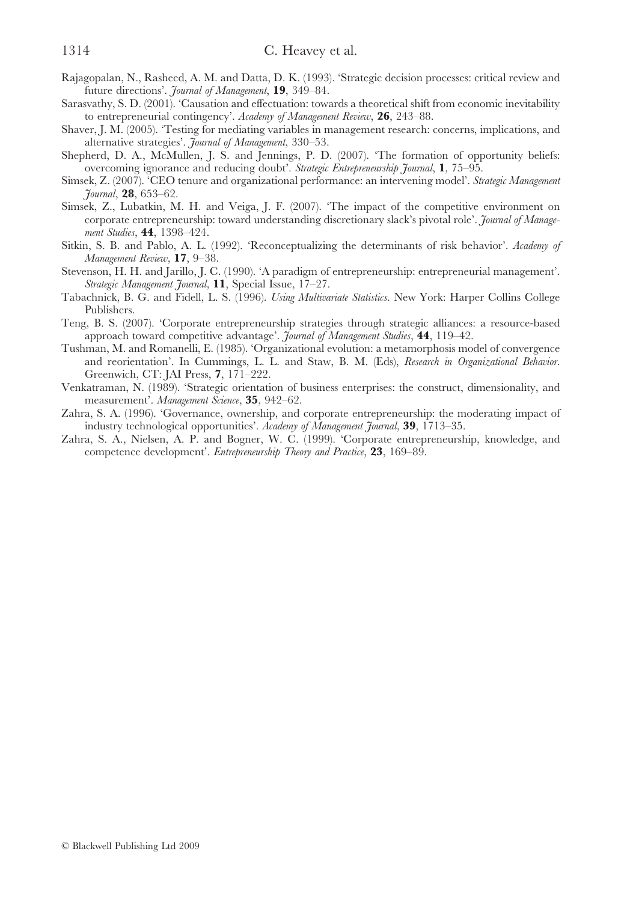Rajagopalan, N., Rasheed, A. M. and Datta, D. K. (1993). 'Strategic decision processes: critical review and future directions'. *Journal of Management*, **19**, 349–84.

Sarasvathy, S. D. (2001). 'Causation and effectuation: towards a theoretical shift from economic inevitability to entrepreneurial contingency'. *Academy of Management Review*, **26**, 243–88.

Shaver, J. M. (2005). 'Testing for mediating variables in management research: concerns, implications, and alternative strategies'. *Journal of Management*, 330–53.

Shepherd, D. A., McMullen, J. S. and Jennings, P. D. (2007). 'The formation of opportunity beliefs: overcoming ignorance and reducing doubt'. *Strategic Entrepreneurship Journal*, **1**, 75–95.

Simsek, Z. (2007). 'CEO tenure and organizational performance: an intervening model'. *Strategic Management Journal*, **28**, 653–62.

Simsek, Z., Lubatkin, M. H. and Veiga, J. F. (2007). 'The impact of the competitive environment on corporate entrepreneurship: toward understanding discretionary slack's pivotal role'. *Journal of Management Studies*, **44**, 1398–424.

Sitkin, S. B. and Pablo, A. L. (1992). 'Reconceptualizing the determinants of risk behavior'. *Academy of Management Review*, **17**, 9–38.

Stevenson, H. H. and Jarillo, J. C. (1990). 'A paradigm of entrepreneurship: entrepreneurial management'. *Strategic Management Journal*, **11**, Special Issue, 17–27.

Tabachnick, B. G. and Fidell, L. S. (1996). *Using Multivariate Statistics*. New York: Harper Collins College Publishers.

Teng, B. S. (2007). 'Corporate entrepreneurship strategies through strategic alliances: a resource-based approach toward competitive advantage'. *Journal of Management Studies*, **44**, 119–42.

Tushman, M. and Romanelli, E. (1985). 'Organizational evolution: a metamorphosis model of convergence and reorientation'. In Cummings, L. L. and Staw, B. M. (Eds), *Research in Organizational Behavior*. Greenwich, CT: JAI Press, **7**, 171–222.

Venkatraman, N. (1989). 'Strategic orientation of business enterprises: the construct, dimensionality, and measurement'. *Management Science*, **35**, 942–62.

Zahra, S. A. (1996). 'Governance, ownership, and corporate entrepreneurship: the moderating impact of industry technological opportunities'. *Academy of Management Journal*, **39**, 1713–35.

Zahra, S. A., Nielsen, A. P. and Bogner, W. C. (1999). 'Corporate entrepreneurship, knowledge, and competence development'. *Entrepreneurship Theory and Practice*, **23**, 169–89.